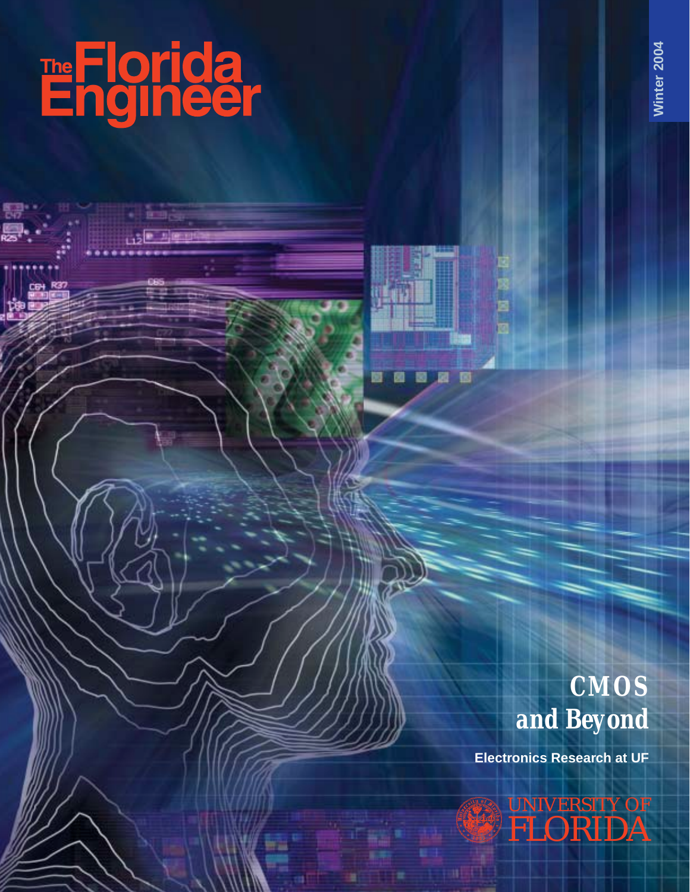# The Florida Engineer

Winter 2004

## CMOS and Beyond

**Electronics Research at UF**

UNIVERSITY OF FLORIDA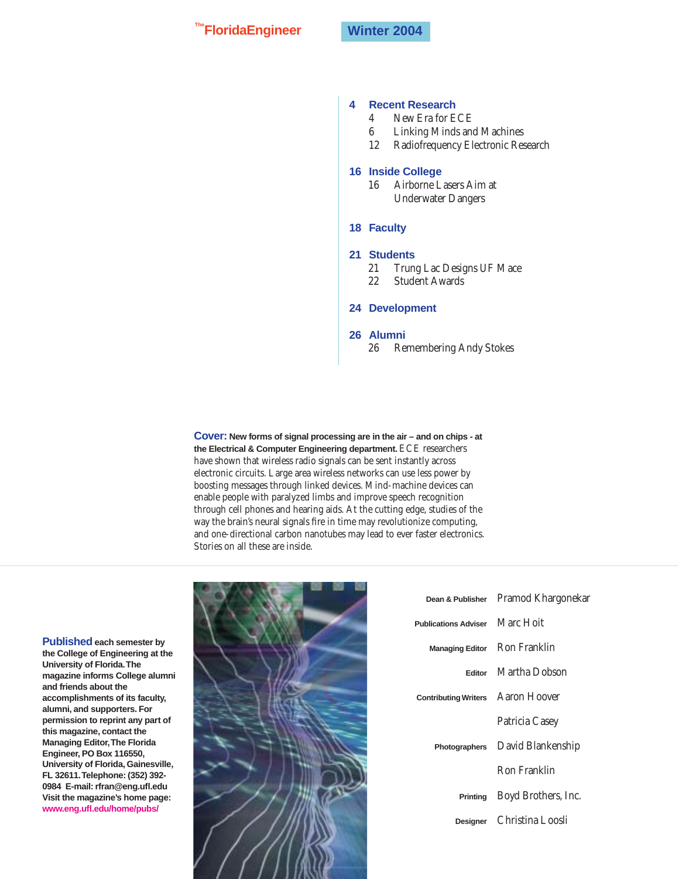The Florida Engineer — Winter 2004

## Contents

**4 Recent Research**
- 4 New Era for ECE
- 6 Linking Minds and Machines
- 12 Radiofrequency Electronic Research

**16 Inside College**
- 16 Airborne Lasers Aim at Underwater Dangers

**18 Faculty**

**21 Students**
- 21 Trung Lac Designs UF Mace
- 22 Student Awards

**24 Development**

**26 Alumni**
- 26 Remembering Andy Stokes

**Cover:** **New forms of signal processing are in the air – and on chips - at the Electrical & Computer Engineering department.** ECE researchers have shown that wireless radio signals can be sent instantly across electronic circuits. Large area wireless networks can use less power by boosting messages through linked devices. Mind-machine devices can enable people with paralyzed limbs and improve speech recognition through cell phones and hearing aids. At the cutting edge, studies of the way the brain's neural signals fire in time may revolutionize computing, and one-directional carbon nanotubes may lead to ever faster electronics. Stories on all these are inside.

**Published each semester by the College of Engineering at the University of Florida. The magazine informs College alumni and friends about the accomplishments of its faculty, alumni, and supporters. For permission to reprint any part of this magazine, contact the Managing Editor, The Florida Engineer, PO Box 116550, University of Florida, Gainesville, FL 32611. Telephone: (352) 392-0984 E-mail: rfran@eng.ufl.edu Visit the magazine's home page: www.eng.ufl.edu/home/pubs/**

| | |
|---|---|
| **Dean & Publisher** | Pramod Khargonekar |
| **Publications Adviser** | Marc Hoit |
| **Managing Editor** | Ron Franklin |
| **Editor** | Martha Dobson |
| **Contributing Writers** | Aaron Hoover |
| | Patricia Casey |
| **Photographers** | David Blankenship |
| | Ron Franklin |
| **Printing** | Boyd Brothers, Inc. |
| **Designer** | Christina Loosli |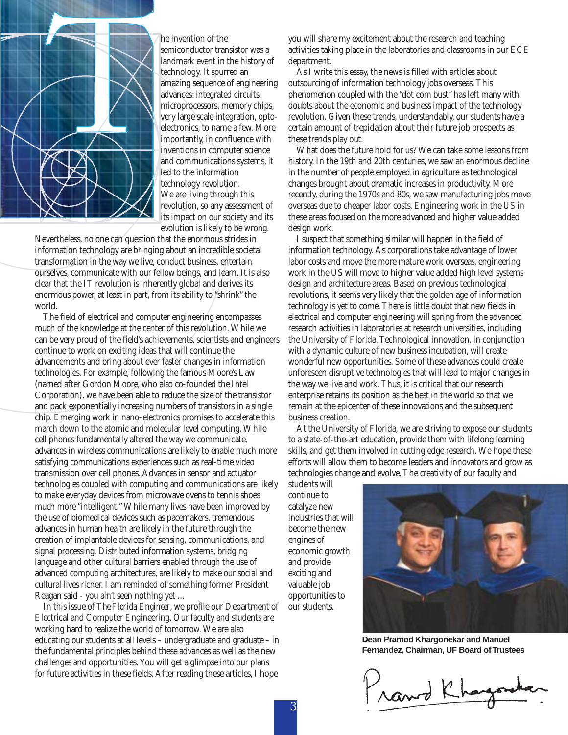The invention of the semiconductor transistor was a landmark event in the history of technology. It spurred an amazing sequence of engineering advances: integrated circuits, microprocessors, memory chips, very large scale integration, opto-electronics, to name a few. More importantly, in confluence with inventions in computer science and communications systems, it led to the information technology revolution. We are living through this revolution, so any assessment of its impact on our society and its evolution is likely to be wrong. Nevertheless, no one can question that the enormous strides in information technology are bringing about an incredible societal transformation in the way we live, conduct business, entertain ourselves, communicate with our fellow beings, and learn. It is also clear that the IT revolution is inherently global and derives its enormous power, at least in part, from its ability to "shrink" the world.

The field of electrical and computer engineering encompasses much of the knowledge at the center of this revolution. While we can be very proud of the field's achievements, scientists and engineers continue to work on exciting ideas that will continue the advancements and bring about ever faster changes in information technologies. For example, following the famous Moore's Law (named after Gordon Moore, who also co-founded the Intel Corporation), we have been able to reduce the size of the transistor and pack exponentially increasing numbers of transistors in a single chip. Emerging work in nano-electronics promises to accelerate this march down to the atomic and molecular level computing. While cell phones fundamentally altered the way we communicate, advances in wireless communications are likely to enable much more satisfying communications experiences such as real-time video transmission over cell phones. Advances in sensor and actuator technologies coupled with computing and communications are likely to make everyday devices from microwave ovens to tennis shoes much more "intelligent." While many lives have been improved by the use of biomedical devices such as pacemakers, tremendous advances in human health are likely in the future through the creation of implantable devices for sensing, communications, and signal processing. Distributed information systems, bridging language and other cultural barriers enabled through the use of advanced computing architectures, are likely to make our social and cultural lives richer. I am reminded of something former President Reagan said - you ain't seen nothing yet ...

In this issue of *The Florida Engineer*, we profile our Department of Electrical and Computer Engineering. Our faculty and students are working hard to realize the world of tomorrow. We are also educating our students at all levels – undergraduate and graduate – in the fundamental principles behind these advances as well as the new challenges and opportunities. You will get a glimpse into our plans for future activities in these fields. After reading these articles, I hope you will share my excitement about the research and teaching activities taking place in the laboratories and classrooms in our ECE department.

As I write this essay, the news is filled with articles about outsourcing of information technology jobs overseas. This phenomenon coupled with the "dot com bust" has left many with doubts about the economic and business impact of the technology revolution. Given these trends, understandably, our students have a certain amount of trepidation about their future job prospects as these trends play out.

What does the future hold for us? We can take some lessons from history. In the 19th and 20th centuries, we saw an enormous decline in the number of people employed in agriculture as technological changes brought about dramatic increases in productivity. More recently, during the 1970s and 80s, we saw manufacturing jobs move overseas due to cheaper labor costs. Engineering work in the US in these areas focused on the more advanced and higher value added design work.

I suspect that something similar will happen in the field of information technology. As corporations take advantage of lower labor costs and move the more mature work overseas, engineering work in the US will move to higher value added high level systems design and architecture areas. Based on previous technological revolutions, it seems very likely that the golden age of information technology is yet to come. There is little doubt that new fields in electrical and computer engineering will spring from the advanced research activities in laboratories at research universities, including the University of Florida. Technological innovation, in conjunction with a dynamic culture of new business incubation, will create wonderful new opportunities. Some of these advances could create unforeseen disruptive technologies that will lead to major changes in the way we live and work. Thus, it is critical that our research enterprise retains its position as the best in the world so that we remain at the epicenter of these innovations and the subsequent business creation.

At the University of Florida, we are striving to expose our students to a state-of-the-art education, provide them with lifelong learning skills, and get them involved in cutting edge research. We hope these efforts will allow them to become leaders and innovators and grow as technologies change and evolve. The creativity of our faculty and students will continue to catalyze new industries that will become the new engines of economic growth and provide exciting and valuable job opportunities to our students.

**Dean Pramod Khargonekar and Manuel Fernandez, Chairman, UF Board of Trustees**

Pramod Khargonekar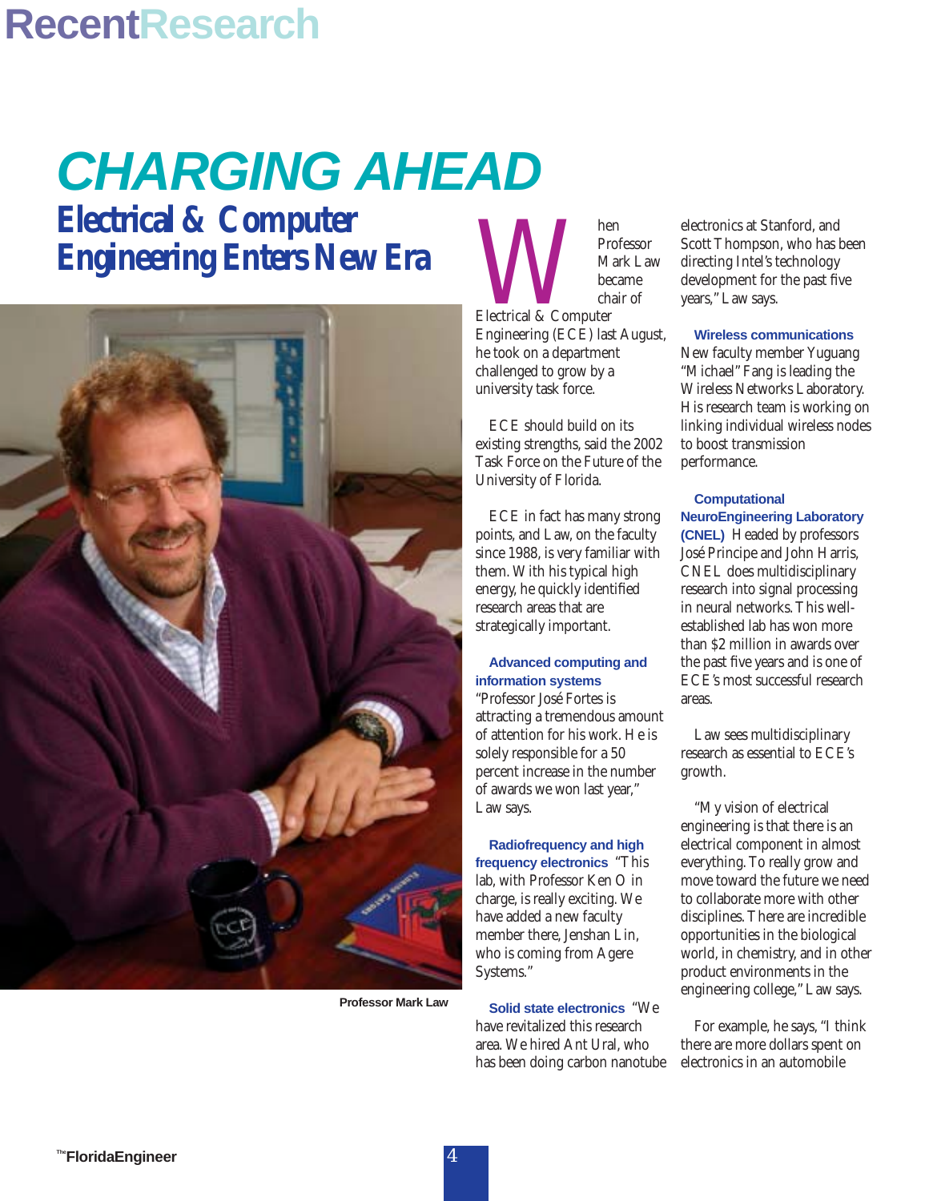RecentResearch

# CHARGING AHEAD

## Electrical & Computer Engineering Enters New Era

Professor Mark Law

When Professor Mark Law became chair of Electrical & Computer Engineering (ECE) last August, he took on a department challenged to grow by a university task force.

ECE should build on its existing strengths, said the 2002 Task Force on the Future of the University of Florida.

ECE in fact has many strong points, and Law, on the faculty since 1988, is very familiar with them. With his typical high energy, he quickly identified research areas that are strategically important.

**Advanced computing and information systems** "Professor José Fortes is attracting a tremendous amount of attention for his work. He is solely responsible for a 50 percent increase in the number of awards we won last year," Law says.

**Radiofrequency and high frequency electronics** "This lab, with Professor Ken O in charge, is really exciting. We have added a new faculty member there, Jenshan Lin, who is coming from Agere Systems."

**Solid state electronics** "We have revitalized this research area. We hired Ant Ural, who has been doing carbon nanotube electronics at Stanford, and Scott Thompson, who has been directing Intel's technology development for the past five years," Law says.

**Wireless communications** New faculty member Yuguang "Michael" Fang is leading the Wireless Networks Laboratory. His research team is working on linking individual wireless nodes to boost transmission performance.

**Computational NeuroEngineering Laboratory (CNEL)** Headed by professors José Principe and John Harris, CNEL does multidisciplinary research into signal processing in neural networks. This well-established lab has won more than $2 million in awards over the past five years and is one of ECE's most successful research areas.

Law sees multidisciplinary research as essential to ECE's growth.

"My vision of electrical engineering is that there is an electrical component in almost everything. To really grow and move toward the future we need to collaborate more with other disciplines. There are incredible opportunities in the biological world, in chemistry, and in other product environments in the engineering college," Law says.

For example, he says, "I think there are more dollars spent on electronics in an automobile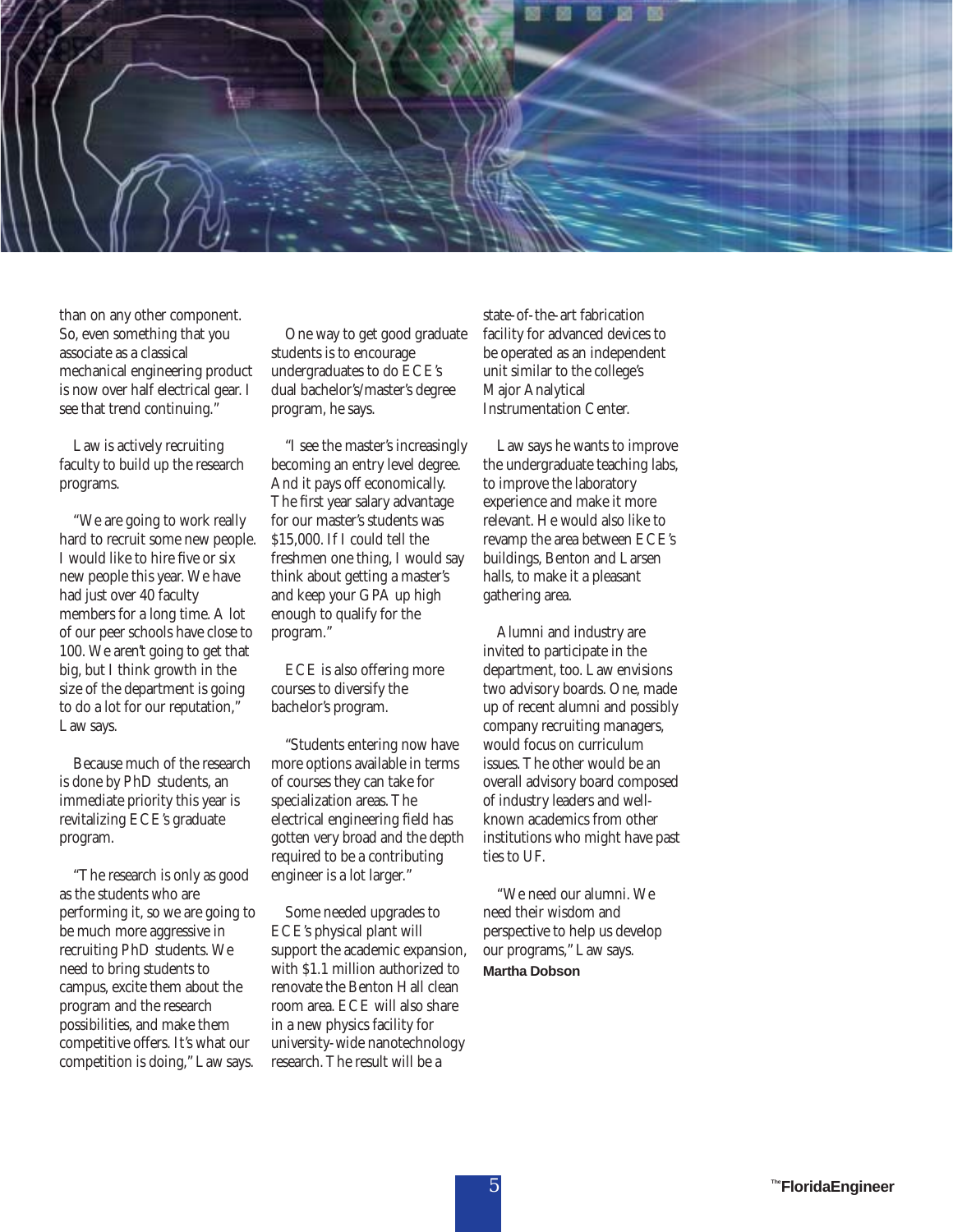than on any other component. So, even something that you associate as a classical mechanical engineering product is now over half electrical gear. I see that trend continuing."

Law is actively recruiting faculty to build up the research programs.

"We are going to work really hard to recruit some new people. I would like to hire five or six new people this year. We have had just over 40 faculty members for a long time. A lot of our peer schools have close to 100. We aren't going to get that big, but I think growth in the size of the department is going to do a lot for our reputation," Law says.

Because much of the research is done by PhD students, an immediate priority this year is revitalizing ECE's graduate program.

"The research is only as good as the students who are performing it, so we are going to be much more aggressive in recruiting PhD students. We need to bring students to campus, excite them about the program and the research possibilities, and make them competitive offers. It's what our competition is doing," Law says.

One way to get good graduate students is to encourage undergraduates to do ECE's dual bachelor's/master's degree program, he says.

"I see the master's increasingly becoming an entry level degree. And it pays off economically. The first year salary advantage for our master's students was $15,000. If I could tell the freshmen one thing, I would say think about getting a master's and keep your GPA up high enough to qualify for the program."

ECE is also offering more courses to diversify the bachelor's program.

"Students entering now have more options available in terms of courses they can take for specialization areas. The electrical engineering field has gotten very broad and the depth required to be a contributing engineer is a lot larger."

Some needed upgrades to ECE's physical plant will support the academic expansion, with $1.1 million authorized to renovate the Benton Hall clean room area. ECE will also share in a new physics facility for university-wide nanotechnology research. The result will be a state-of-the-art fabrication facility for advanced devices to be operated as an independent unit similar to the college's Major Analytical Instrumentation Center.

Law says he wants to improve the undergraduate teaching labs, to improve the laboratory experience and make it more relevant. He would also like to revamp the area between ECE's buildings, Benton and Larsen halls, to make it a pleasant gathering area.

Alumni and industry are invited to participate in the department, too. Law envisions two advisory boards. One, made up of recent alumni and possibly company recruiting managers, would focus on curriculum issues. The other would be an overall advisory board composed of industry leaders and well-known academics from other institutions who might have past ties to UF.

"We need our alumni. We need their wisdom and perspective to help us develop our programs," Law says.

**Martha Dobson**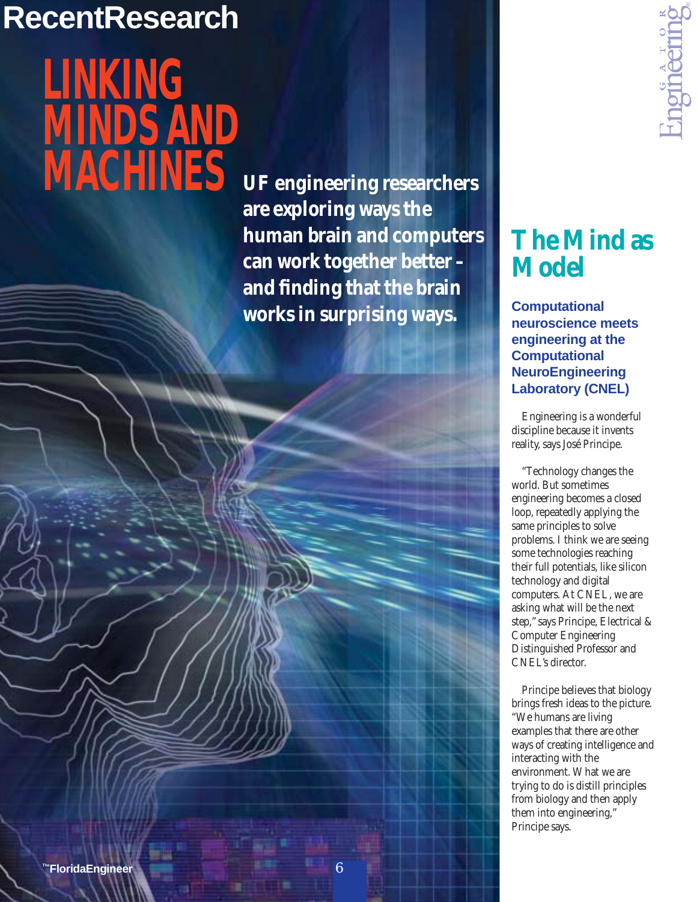# LINKING MINDS AND MACHINES

**UF engineering researchers are exploring ways the human brain and computers can work together better – and finding that the brain works in surprising ways.**

## The Mind as Model

**Computational neuroscience meets engineering at the Computational NeuroEngineering Laboratory (CNEL)**

Engineering is a wonderful discipline because it invents reality, says José Principe.

"Technology changes the world. But sometimes engineering becomes a closed loop, repeatedly applying the same principles to solve problems. I think we are seeing some technologies reaching their full potentials, like silicon technology and digital computers. At CNEL, we are asking what will be the next step," says Principe, Electrical & Computer Engineering Distinguished Professor and CNEL's director.

Principe believes that biology brings fresh ideas to the picture. "We humans are living examples that there are other ways of creating intelligence and interacting with the environment. What we are trying to do is distill principles from biology and then apply them into engineering," Principe says.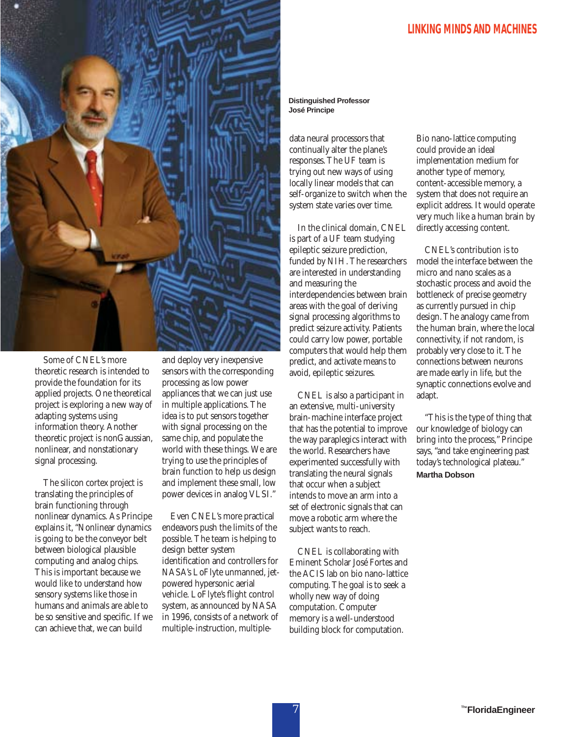Distinguished Professor
**José Principe**

Some of CNEL's more theoretic research is intended to provide the foundation for its applied projects. One theoretical project is exploring a new way of adapting systems using information theory. Another theoretic project is nonGaussian, nonlinear, and nonstationary signal processing.

The silicon cortex project is translating the principles of brain functioning through nonlinear dynamics. As Principe explains it, "Nonlinear dynamics is going to be the conveyor belt between biological plausible computing and analog chips. This is important because we would like to understand how sensory systems like those in humans and animals are able to be so sensitive and specific. If we can achieve that, we can build and deploy very inexpensive sensors with the corresponding processing as low power appliances that we can just use in multiple applications. The idea is to put sensors together with signal processing on the same chip, and populate the world with these things. We are trying to use the principles of brain function to help us design and implement these small, low power devices in analog VLSI."

Even CNEL's more practical endeavors push the limits of the possible. The team is helping to design better system identification and controllers for NASA's LoFlyte unmanned, jet-powered hypersonic aerial vehicle. LoFlyte's flight control system, as announced by NASA in 1996, consists of a network of multiple-instruction, multiple-data neural processors that continually alter the plane's responses. The UF team is trying out new ways of using locally linear models that can self-organize to switch when the system state varies over time.

In the clinical domain, CNEL is part of a UF team studying epileptic seizure prediction, funded by NIH. The researchers are interested in understanding and measuring the interdependencies between brain areas with the goal of deriving signal processing algorithms to predict seizure activity. Patients could carry low power, portable computers that would help them predict, and activate means to avoid, epileptic seizures.

CNEL is also a participant in an extensive, multi-university brain-machine interface project that has the potential to improve the way paraplegics interact with the world. Researchers have experimented successfully with translating the neural signals that occur when a subject intends to move an arm into a set of electronic signals that can move a robotic arm where the subject wants to reach.

CNEL is collaborating with Eminent Scholar José Fortes and the ACIS lab on bio nano-lattice computing. The goal is to seek a wholly new way of doing computation. Computer memory is a well-understood building block for computation. Bio nano-lattice computing could provide an ideal implementation medium for another type of memory, content-accessible memory, a system that does not require an explicit address. It would operate very much like a human brain by directly accessing content.

CNEL's contribution is to model the interface between the micro and nano scales as a stochastic process and avoid the bottleneck of precise geometry as currently pursued in chip design. The analogy came from the human brain, where the local connectivity, if not random, is probably very close to it. The connections between neurons are made early in life, but the synaptic connections evolve and adapt.

"This is the type of thing that our knowledge of biology can bring into the process," Principe says, "and take engineering past today's technological plateau."

**Martha Dobson**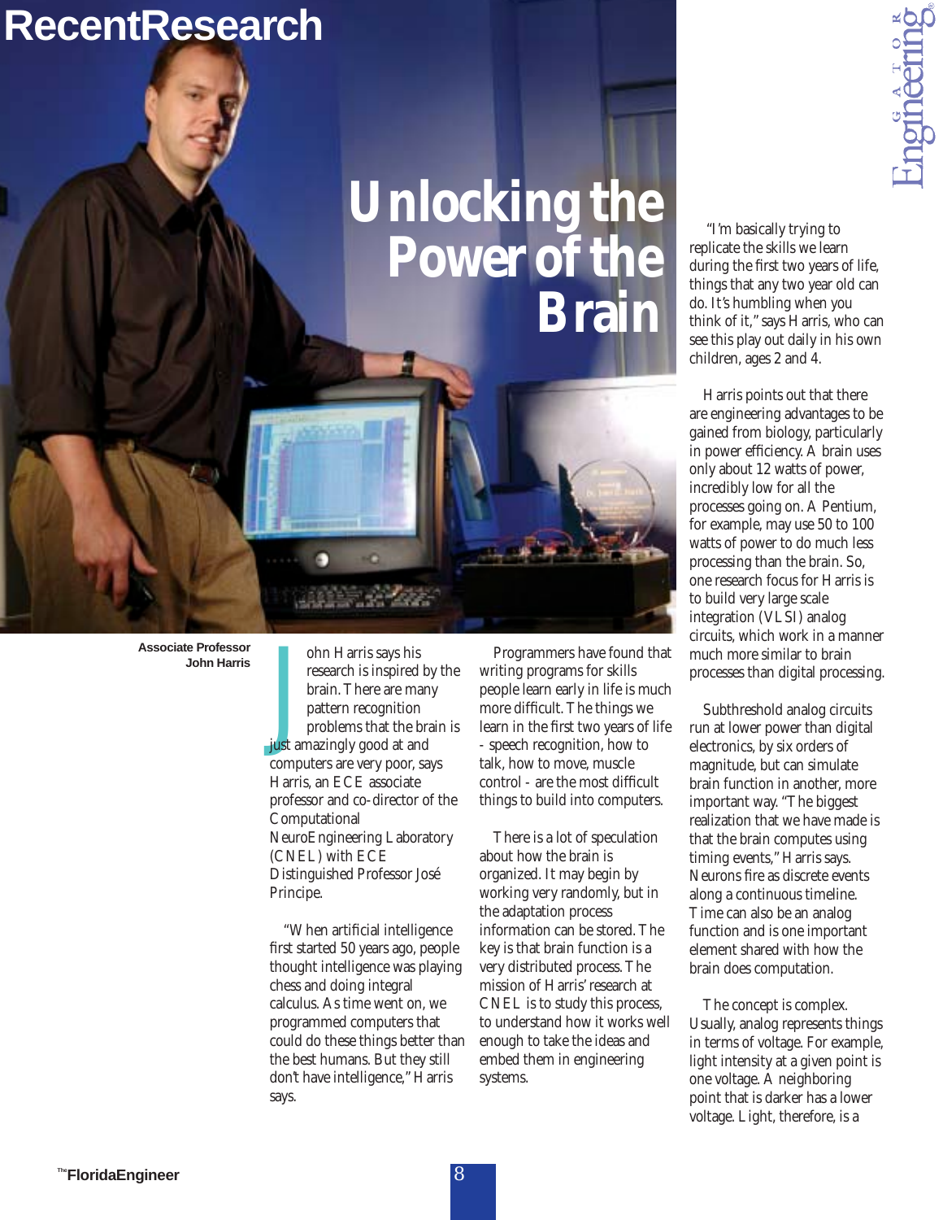# Unlocking the Power of the Brain

Associate Professor John Harris

John Harris says his research is inspired by the brain. There are many pattern recognition problems that the brain is just amazingly good at and computers are very poor, says Harris, an ECE associate professor and co-director of the Computational NeuroEngineering Laboratory (CNEL) with ECE Distinguished Professor José Principe.

"When artificial intelligence first started 50 years ago, people thought intelligence was playing chess and doing integral calculus. As time went on, we programmed computers that could do these things better than the best humans. But they still don't have intelligence," Harris says.

Programmers have found that writing programs for skills people learn early in life is much more difficult. The things we learn in the first two years of life - speech recognition, how to talk, how to move, muscle control - are the most difficult things to build into computers.

There is a lot of speculation about how the brain is organized. It may begin by working very randomly, but in the adaptation process information can be stored. The key is that brain function is a very distributed process. The mission of Harris' research at CNEL is to study this process, to understand how it works well enough to take the ideas and embed them in engineering systems.

"I'm basically trying to replicate the skills we learn during the first two years of life, things that any two year old can do. It's humbling when you think of it," says Harris, who can see this play out daily in his own children, ages 2 and 4.

Harris points out that there are engineering advantages to be gained from biology, particularly in power efficiency. A brain uses only about 12 watts of power, incredibly low for all the processes going on. A Pentium, for example, may use 50 to 100 watts of power to do much less processing than the brain. So, one research focus for Harris is to build very large scale integration (VLSI) analog circuits, which work in a manner much more similar to brain processes than digital processing.

Subthreshold analog circuits run at lower power than digital electronics, by six orders of magnitude, but can simulate brain function in another, more important way. "The biggest realization that we have made is that the brain computes using timing events," Harris says. Neurons fire as discrete events along a continuous timeline. Time can also be an analog function and is one important element shared with how the brain does computation.

The concept is complex. Usually, analog represents things in terms of voltage. For example, light intensity at a given point is one voltage. A neighboring point that is darker has a lower voltage. Light, therefore, is a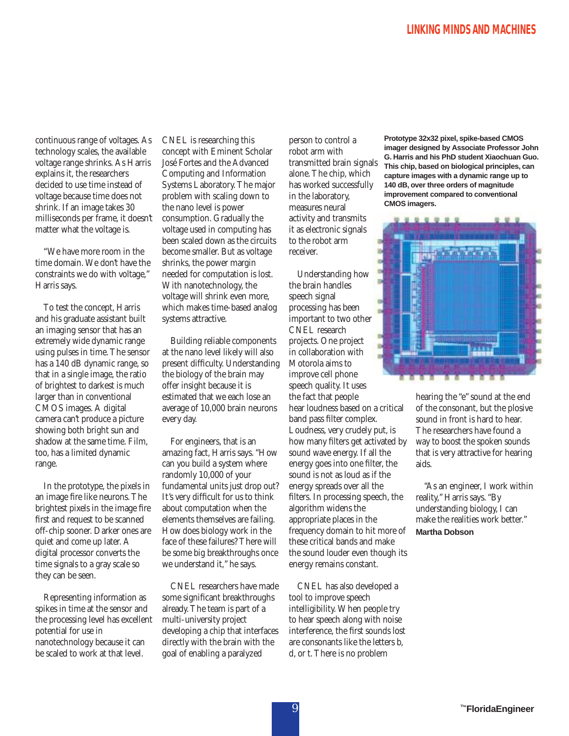continuous range of voltages. As technology scales, the available voltage range shrinks. As Harris explains it, the researchers decided to use time instead of voltage because time does not shrink. If an image takes 30 milliseconds per frame, it doesn't matter what the voltage is.

"We have more room in the time domain. We don't have the constraints we do with voltage," Harris says.

To test the concept, Harris and his graduate assistant built an imaging sensor that has an extremely wide dynamic range using pulses in time. The sensor has a 140 dB dynamic range, so that in a single image, the ratio of brightest to darkest is much larger than in conventional CMOS images. A digital camera can't produce a picture showing both bright sun and shadow at the same time. Film, too, has a limited dynamic range.

In the prototype, the pixels in an image fire like neurons. The brightest pixels in the image fire first and request to be scanned off-chip sooner. Darker ones are quiet and come up later. A digital processor converts the time signals to a gray scale so they can be seen.

Representing information as spikes in time at the sensor and the processing level has excellent potential for use in nanotechnology because it can be scaled to work at that level.

CNEL is researching this concept with Eminent Scholar José Fortes and the Advanced Computing and Information Systems Laboratory. The major problem with scaling down to the nano level is power consumption. Gradually the voltage used in computing has been scaled down as the circuits become smaller. But as voltage shrinks, the power margin needed for computation is lost. With nanotechnology, the voltage will shrink even more, which makes time-based analog systems attractive.

Building reliable components at the nano level likely will also present difficulty. Understanding the biology of the brain may offer insight because it is estimated that we each lose an average of 10,000 brain neurons every day.

For engineers, that is an amazing fact, Harris says. "How can you build a system where randomly 10,000 of your fundamental units just drop out? It's very difficult for us to think about computation when the elements themselves are failing. How does biology work in the face of these failures? There will be some big breakthroughs once we understand it," he says.

CNEL researchers have made some significant breakthroughs already. The team is part of a multi-university project developing a chip that interfaces directly with the brain with the goal of enabling a paralyzed person to control a robot arm with transmitted brain signals alone. The chip, which has worked successfully in the laboratory, measures neural activity and transmits it as electronic signals to the robot arm receiver.

Understanding how the brain handles speech signal processing has been important to two other CNEL research projects. One project in collaboration with Motorola aims to improve cell phone speech quality. It uses the fact that people hear loudness based on a critical band pass filter complex. Loudness, very crudely put, is how many filters get activated by sound wave energy. If all the energy goes into one filter, the sound is not as loud as if the energy spreads over all the filters. In processing speech, the algorithm widens the appropriate places in the frequency domain to hit more of these critical bands and make the sound louder even though its energy remains constant.

CNEL has also developed a tool to improve speech intelligibility. When people try to hear speech along with noise interference, the first sounds lost are consonants like the letters b, d, or t. There is no problem hearing the "e" sound at the end of the consonant, but the plosive sound in front is hard to hear. The researchers have found a way to boost the spoken sounds that is very attractive for hearing aids.

"As an engineer, I work within reality," Harris says. "By understanding biology, I can make the realities work better."

**Martha Dobson**

**Prototype 32x32 pixel, spike-based CMOS imager designed by Associate Professor John G. Harris and his PhD student Xiaochuan Guo. This chip, based on biological principles, can capture images with a dynamic range up to 140 dB, over three orders of magnitude improvement compared to conventional CMOS imagers.**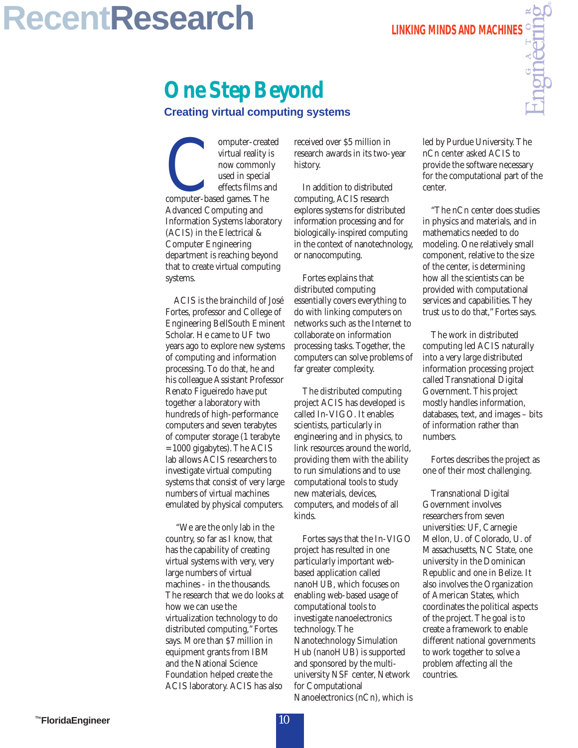# One Step Beyond

## Creating virtual computing systems

Computer-created virtual reality is now commonly used in special effects films and computer-based games. The Advanced Computing and Information Systems laboratory (ACIS) in the Electrical & Computer Engineering department is reaching beyond that to create virtual computing systems.

ACIS is the brainchild of José Fortes, professor and College of Engineering BellSouth Eminent Scholar. He came to UF two years ago to explore new systems of computing and information processing. To do that, he and his colleague Assistant Professor Renato Figueiredo have put together a laboratory with hundreds of high-performance computers and seven terabytes of computer storage (1 terabyte = 1000 gigabytes). The ACIS lab allows ACIS researchers to investigate virtual computing systems that consist of very large numbers of virtual machines emulated by physical computers.

"We are the only lab in the country, so far as I know, that has the capability of creating virtual systems with very, very large numbers of virtual machines - in the thousands. The research that we do looks at how we can use the virtualization technology to do distributed computing," Fortes says. More than $7 million in equipment grants from IBM and the National Science Foundation helped create the ACIS laboratory. ACIS has also received over $5 million in research awards in its two-year history.

In addition to distributed computing, ACIS research explores systems for distributed information processing and for biologically-inspired computing in the context of nanotechnology, or nanocomputing.

Fortes explains that distributed computing essentially covers everything to do with linking computers on networks such as the Internet to collaborate on information processing tasks. Together, the computers can solve problems of far greater complexity.

The distributed computing project ACIS has developed is called In-VIGO. It enables scientists, particularly in engineering and in physics, to link resources around the world, providing them with the ability to run simulations and to use computational tools to study new materials, devices, computers, and models of all kinds.

Fortes says that the In-VIGO project has resulted in one particularly important web-based application called nanoHUB, which focuses on enabling web-based usage of computational tools to investigate nanoelectronics technology. The Nanotechnology Simulation Hub (nanoHUB) is supported and sponsored by the multi-university NSF center, Network for Computational Nanoelectronics (nCn), which is led by Purdue University. The nCn center asked ACIS to provide the software necessary for the computational part of the center.

"The nCn center does studies in physics and materials, and in mathematics needed to do modeling. One relatively small component, relative to the size of the center, is determining how all the scientists can be provided with computational services and capabilities. They trust us to do that," Fortes says.

The work in distributed computing led ACIS naturally into a very large distributed information processing project called Transnational Digital Government. This project mostly handles information, databases, text, and images – bits of information rather than numbers.

Fortes describes the project as one of their most challenging.

Transnational Digital Government involves researchers from seven universities: UF, Carnegie Mellon, U. of Colorado, U. of Massachusetts, NC State, one university in the Dominican Republic and one in Belize. It also involves the Organization of American States, which coordinates the political aspects of the project. The goal is to create a framework to enable different national governments to work together to solve a problem affecting all the countries.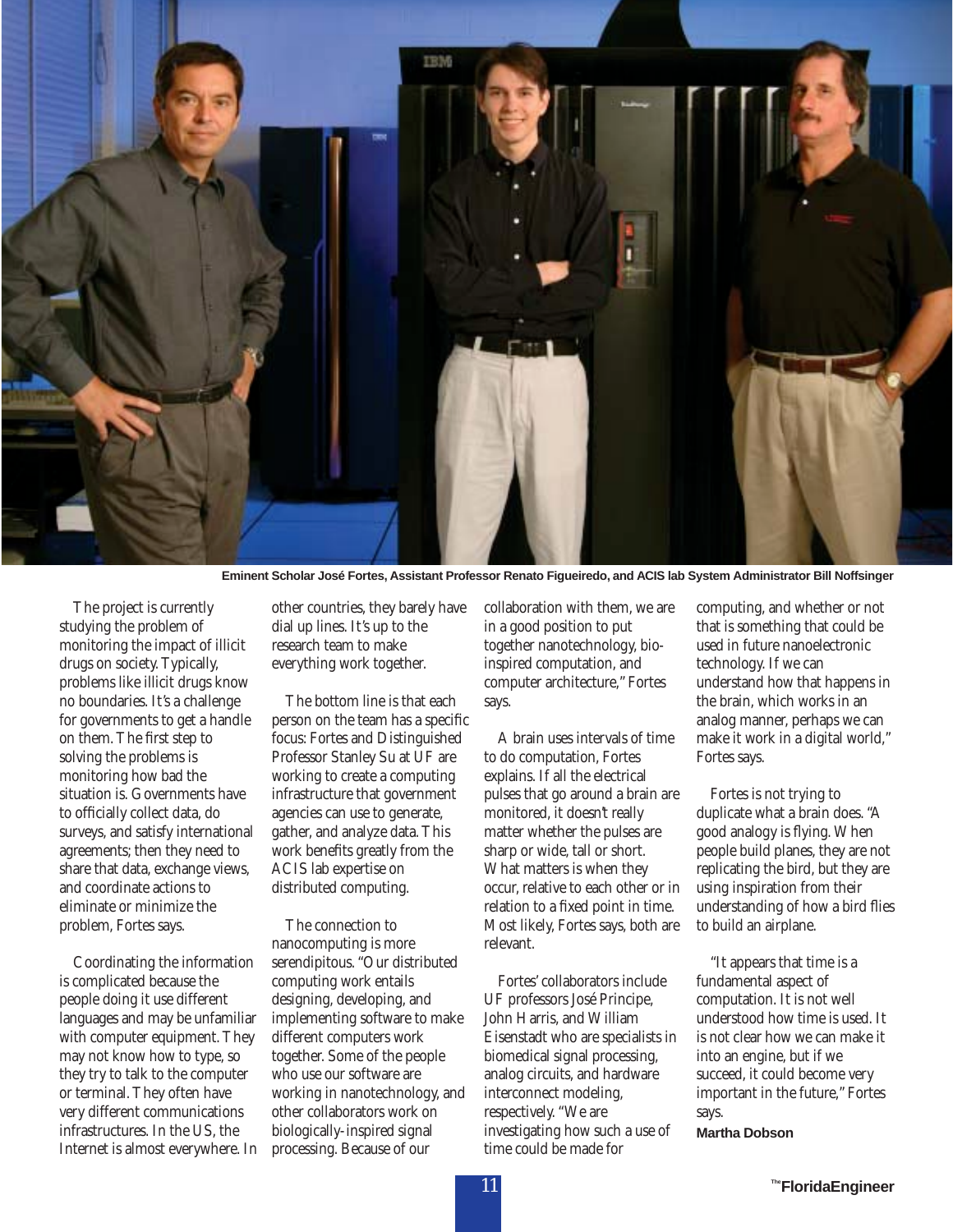**Eminent Scholar José Fortes, Assistant Professor Renato Figueiredo, and ACIS lab System Administrator Bill Noffsinger**

The project is currently studying the problem of monitoring the impact of illicit drugs on society. Typically, problems like illicit drugs know no boundaries. It's a challenge for governments to get a handle on them. The first step to solving the problems is monitoring how bad the situation is. Governments have to officially collect data, do surveys, and satisfy international agreements; then they need to share that data, exchange views, and coordinate actions to eliminate or minimize the problem, Fortes says.

Coordinating the information is complicated because the people doing it use different languages and may be unfamiliar with computer equipment. They may not know how to type, so they try to talk to the computer or terminal. They often have very different communications infrastructures. In the US, the Internet is almost everywhere. In other countries, they barely have dial up lines. It's up to the research team to make everything work together.

The bottom line is that each person on the team has a specific focus: Fortes and Distinguished Professor Stanley Su at UF are working to create a computing infrastructure that government agencies can use to generate, gather, and analyze data. This work benefits greatly from the ACIS lab expertise on distributed computing.

The connection to nanocomputing is more serendipitous. "Our distributed computing work entails designing, developing, and implementing software to make different computers work together. Some of the people who use our software are working in nanotechnology, and other collaborators work on biologically-inspired signal processing. Because of our collaboration with them, we are in a good position to put together nanotechnology, bio-inspired computation, and computer architecture," Fortes says.

A brain uses intervals of time to do computation, Fortes explains. If all the electrical pulses that go around a brain are monitored, it doesn't really matter whether the pulses are sharp or wide, tall or short. What matters is when they occur, relative to each other or in relation to a fixed point in time. Most likely, Fortes says, both are relevant.

Fortes' collaborators include UF professors José Principe, John Harris, and William Eisenstadt who are specialists in biomedical signal processing, analog circuits, and hardware interconnect modeling, respectively. "We are investigating how such a use of time could be made for computing, and whether or not that is something that could be used in future nanoelectronic technology. If we can understand how that happens in the brain, which works in an analog manner, perhaps we can make it work in a digital world," Fortes says.

Fortes is not trying to duplicate what a brain does. "A good analogy is flying. When people build planes, they are not replicating the bird, but they are using inspiration from their understanding of how a bird flies to build an airplane.

"It appears that time is a fundamental aspect of computation. It is not well understood how time is used. It is not clear how we can make it into an engine, but if we succeed, it could become very important in the future," Fortes says.

**Martha Dobson**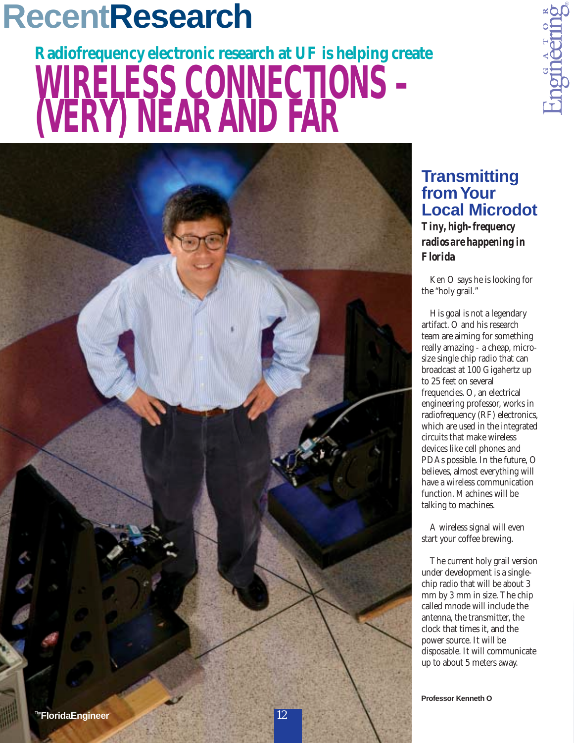# RecentResearch

## Radiofrequency electronic research at UF is helping create

# WIRELESS CONNECTIONS – (VERY) NEAR AND FAR

## Transmitting from Your Local Microdot

### *Tiny, high-frequency radios are happening in Florida*

Ken O says he is looking for the "holy grail."

His goal is not a legendary artifact. O and his research team are aiming for something really amazing - a cheap, micro-size single chip radio that can broadcast at 100 Gigahertz up to 25 feet on several frequencies. O, an electrical engineering professor, works in radiofrequency (RF) electronics, which are used in the integrated circuits that make wireless devices like cell phones and PDAs possible. In the future, O believes, almost everything will have a wireless communication function. Machines will be talking to machines.

A wireless signal will even start your coffee brewing.

The current holy grail version under development is a single-chip radio that will be about 3 mm by 3 mm in size. The chip called mnode will include the antenna, the transmitter, the clock that times it, and the power source. It will be disposable. It will communicate up to about 5 meters away.

**Professor Kenneth O**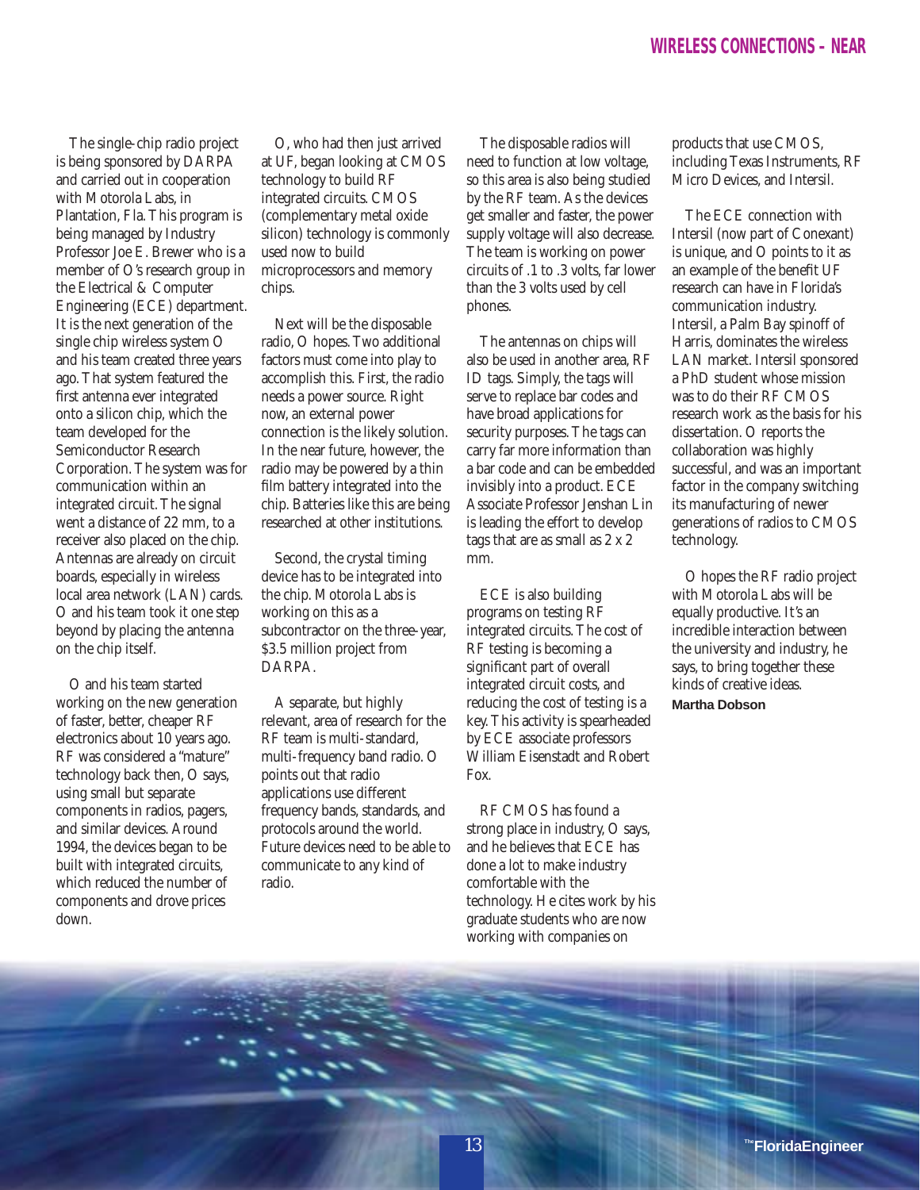The single-chip radio project is being sponsored by DARPA and carried out in cooperation with Motorola Labs, in Plantation, Fla. This program is being managed by Industry Professor Joe E. Brewer who is a member of O's research group in the Electrical & Computer Engineering (ECE) department. It is the next generation of the single chip wireless system O and his team created three years ago. That system featured the first antenna ever integrated onto a silicon chip, which the team developed for the Semiconductor Research Corporation. The system was for communication within an integrated circuit. The signal went a distance of 22 mm, to a receiver also placed on the chip. Antennas are already on circuit boards, especially in wireless local area network (LAN) cards. O and his team took it one step beyond by placing the antenna on the chip itself.

O and his team started working on the new generation of faster, better, cheaper RF electronics about 10 years ago. RF was considered a "mature" technology back then, O says, using small but separate components in radios, pagers, and similar devices. Around 1994, the devices began to be built with integrated circuits, which reduced the number of components and drove prices down.

O, who had then just arrived at UF, began looking at CMOS technology to build RF integrated circuits. CMOS (complementary metal oxide silicon) technology is commonly used now to build microprocessors and memory chips.

Next will be the disposable radio, O hopes. Two additional factors must come into play to accomplish this. First, the radio needs a power source. Right now, an external power connection is the likely solution. In the near future, however, the radio may be powered by a thin film battery integrated into the chip. Batteries like this are being researched at other institutions.

Second, the crystal timing device has to be integrated into the chip. Motorola Labs is working on this as a subcontractor on the three-year, $3.5 million project from DARPA.

A separate, but highly relevant, area of research for the RF team is multi-standard, multi-frequency band radio. O points out that radio applications use different frequency bands, standards, and protocols around the world. Future devices need to be able to communicate to any kind of radio.

The disposable radios will need to function at low voltage, so this area is also being studied by the RF team. As the devices get smaller and faster, the power supply voltage will also decrease. The team is working on power circuits of .1 to .3 volts, far lower than the 3 volts used by cell phones.

The antennas on chips will also be used in another area, RF ID tags. Simply, the tags will serve to replace bar codes and have broad applications for security purposes. The tags can carry far more information than a bar code and can be embedded invisibly into a product. ECE Associate Professor Jenshan Lin is leading the effort to develop tags that are as small as 2 x 2 mm.

ECE is also building programs on testing RF integrated circuits. The cost of RF testing is becoming a significant part of overall integrated circuit costs, and reducing the cost of testing is a key. This activity is spearheaded by ECE associate professors William Eisenstadt and Robert Fox.

RF CMOS has found a strong place in industry, O says, and he believes that ECE has done a lot to make industry comfortable with the technology. He cites work by his graduate students who are now working with companies on products that use CMOS, including Texas Instruments, RF Micro Devices, and Intersil.

The ECE connection with Intersil (now part of Conexant) is unique, and O points to it as an example of the benefit UF research can have in Florida's communication industry. Intersil, a Palm Bay spinoff of Harris, dominates the wireless LAN market. Intersil sponsored a PhD student whose mission was to do their RF CMOS research work as the basis for his dissertation. O reports the collaboration was highly successful, and was an important factor in the company switching its manufacturing of newer generations of radios to CMOS technology.

O hopes the RF radio project with Motorola Labs will be equally productive. It's an incredible interaction between the university and industry, he says, to bring together these kinds of creative ideas.

**Martha Dobson**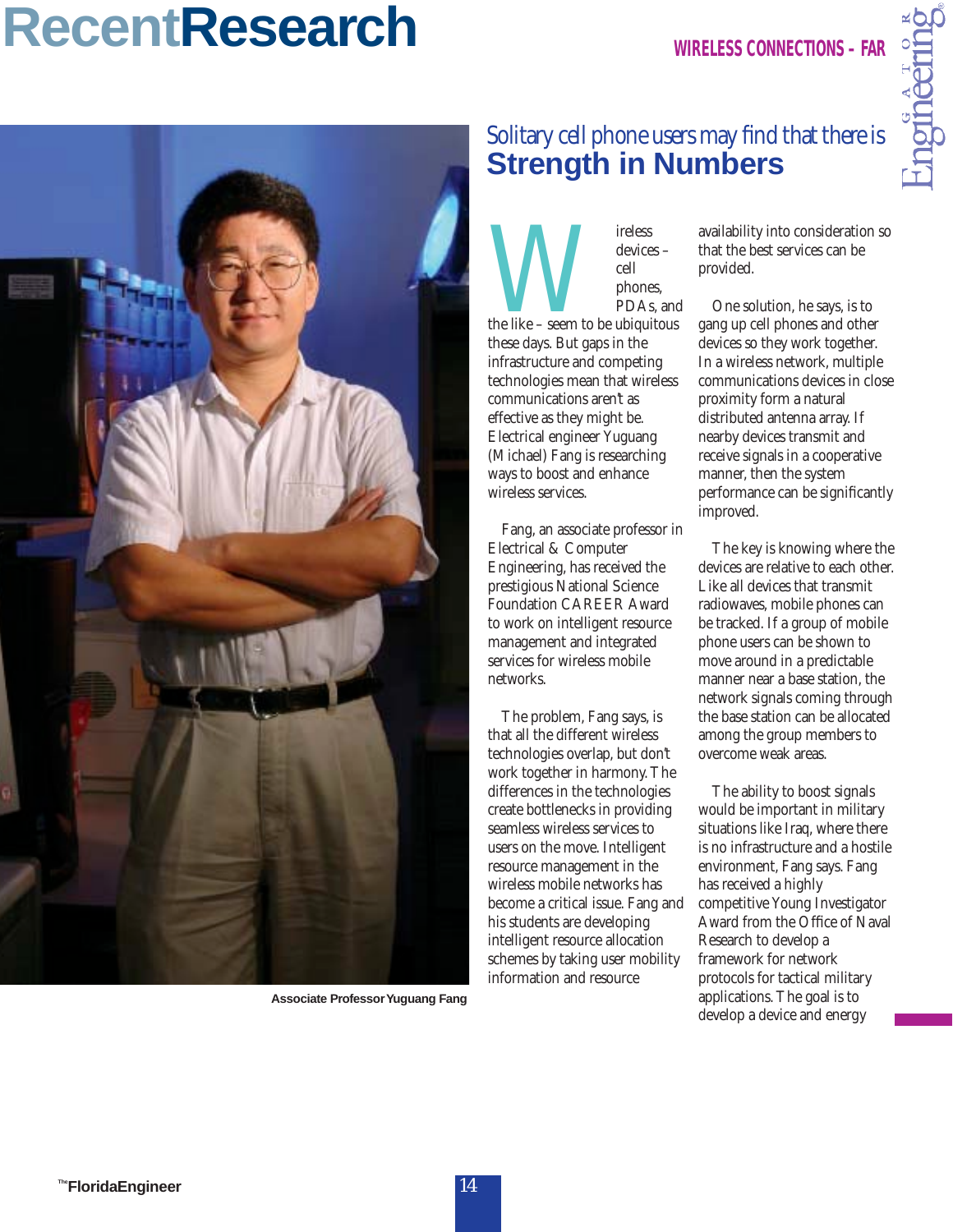# RecentResearch

WIRELESS CONNECTIONS - FAR

## Solitary cell phone users may find that there is **Strength in Numbers**

Associate Professor Yuguang Fang

Wireless devices – cell phones, PDAs, and the like – seem to be ubiquitous these days. But gaps in the infrastructure and competing technologies mean that wireless communications aren't as effective as they might be. Electrical engineer Yuguang (Michael) Fang is researching ways to boost and enhance wireless services.

Fang, an associate professor in Electrical & Computer Engineering, has received the prestigious National Science Foundation CAREER Award to work on intelligent resource management and integrated services for wireless mobile networks.

The problem, Fang says, is that all the different wireless technologies overlap, but don't work together in harmony. The differences in the technologies create bottlenecks in providing seamless wireless services to users on the move. Intelligent resource management in the wireless mobile networks has become a critical issue. Fang and his students are developing intelligent resource allocation schemes by taking user mobility information and resource availability into consideration so that the best services can be provided.

One solution, he says, is to gang up cell phones and other devices so they work together. In a wireless network, multiple communications devices in close proximity form a natural distributed antenna array. If nearby devices transmit and receive signals in a cooperative manner, then the system performance can be significantly improved.

The key is knowing where the devices are relative to each other. Like all devices that transmit radiowaves, mobile phones can be tracked. If a group of mobile phone users can be shown to move around in a predictable manner near a base station, the network signals coming through the base station can be allocated among the group members to overcome weak areas.

The ability to boost signals would be important in military situations like Iraq, where there is no infrastructure and a hostile environment, Fang says. Fang has received a highly competitive Young Investigator Award from the Office of Naval Research to develop a framework for network protocols for tactical military applications. The goal is to develop a device and energy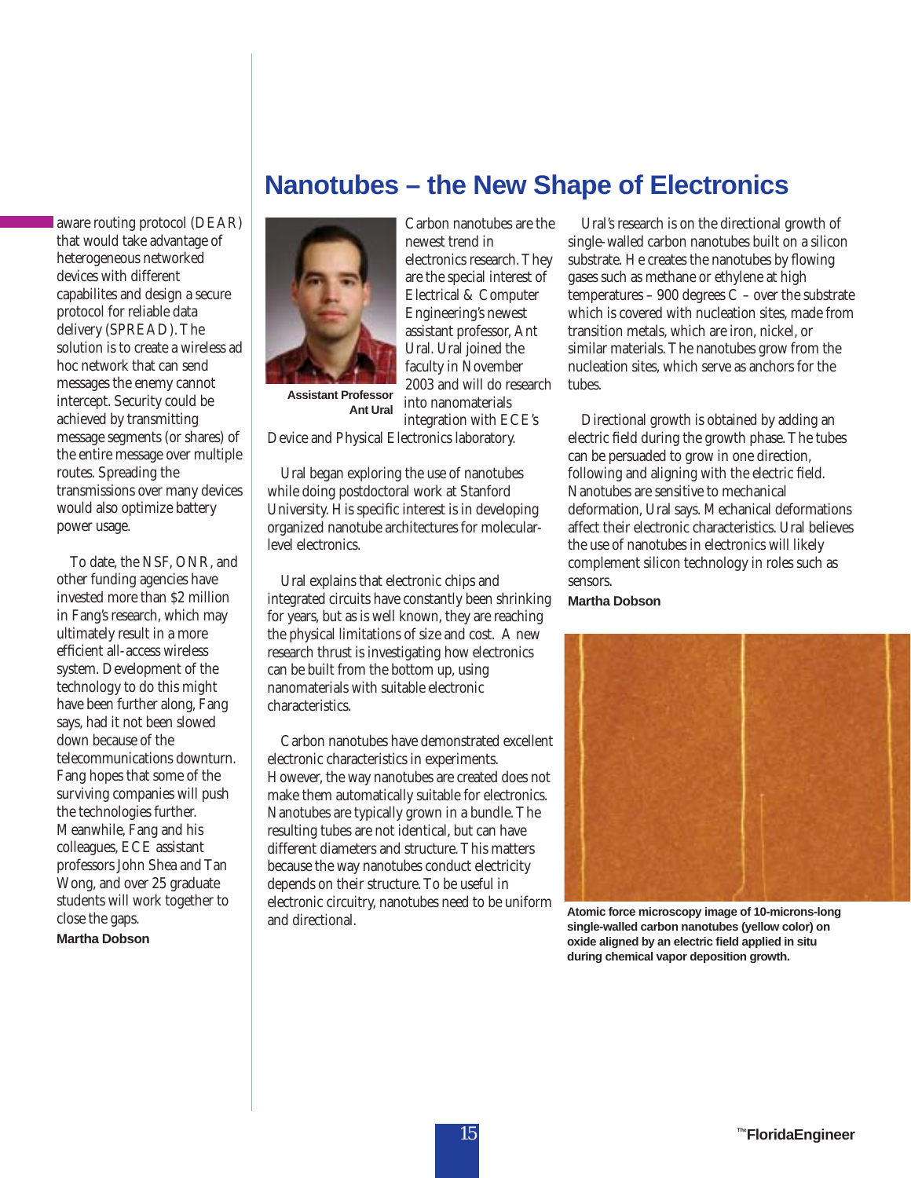aware routing protocol (DEAR) that would take advantage of heterogeneous networked devices with different capabilites and design a secure protocol for reliable data delivery (SPREAD). The solution is to create a wireless ad hoc network that can send messages the enemy cannot intercept. Security could be achieved by transmitting message segments (or shares) of the entire message over multiple routes. Spreading the transmissions over many devices would also optimize battery power usage.

To date, the NSF, ONR, and other funding agencies have invested more than $2 million in Fang's research, which may ultimately result in a more efficient all-access wireless system. Development of the technology to do this might have been further along, Fang says, had it not been slowed down because of the telecommunications downturn. Fang hopes that some of the surviving companies will push the technologies further. Meanwhile, Fang and his colleagues, ECE assistant professors John Shea and Tan Wong, and over 25 graduate students will work together to close the gaps.

**Martha Dobson**

# Nanotubes – the New Shape of Electronics

**Assistant Professor Ant Ural**

Carbon nanotubes are the newest trend in electronics research. They are the special interest of Electrical & Computer Engineering's newest assistant professor, Ant Ural. Ural joined the faculty in November 2003 and will do research into nanomaterials integration with ECE's Device and Physical Electronics laboratory.

Ural began exploring the use of nanotubes while doing postdoctoral work at Stanford University. His specific interest is in developing organized nanotube architectures for molecular-level electronics.

Ural explains that electronic chips and integrated circuits have constantly been shrinking for years, but as is well known, they are reaching the physical limitations of size and cost. A new research thrust is investigating how electronics can be built from the bottom up, using nanomaterials with suitable electronic characteristics.

Carbon nanotubes have demonstrated excellent electronic characteristics in experiments. However, the way nanotubes are created does not make them automatically suitable for electronics. Nanotubes are typically grown in a bundle. The resulting tubes are not identical, but can have different diameters and structure. This matters because the way nanotubes conduct electricity depends on their structure. To be useful in electronic circuitry, nanotubes need to be uniform and directional.

Ural's research is on the directional growth of single-walled carbon nanotubes built on a silicon substrate. He creates the nanotubes by flowing gases such as methane or ethylene at high temperatures – 900 degrees C – over the substrate which is covered with nucleation sites, made from transition metals, which are iron, nickel, or similar materials. The nanotubes grow from the nucleation sites, which serve as anchors for the tubes.

Directional growth is obtained by adding an electric field during the growth phase. The tubes can be persuaded to grow in one direction, following and aligning with the electric field. Nanotubes are sensitive to mechanical deformation, Ural says. Mechanical deformations affect their electronic characteristics. Ural believes the use of nanotubes in electronics will likely complement silicon technology in roles such as sensors.

**Martha Dobson**

**Atomic force microscopy image of 10-microns-long single-walled carbon nanotubes (yellow color) on oxide aligned by an electric field applied in situ during chemical vapor deposition growth.**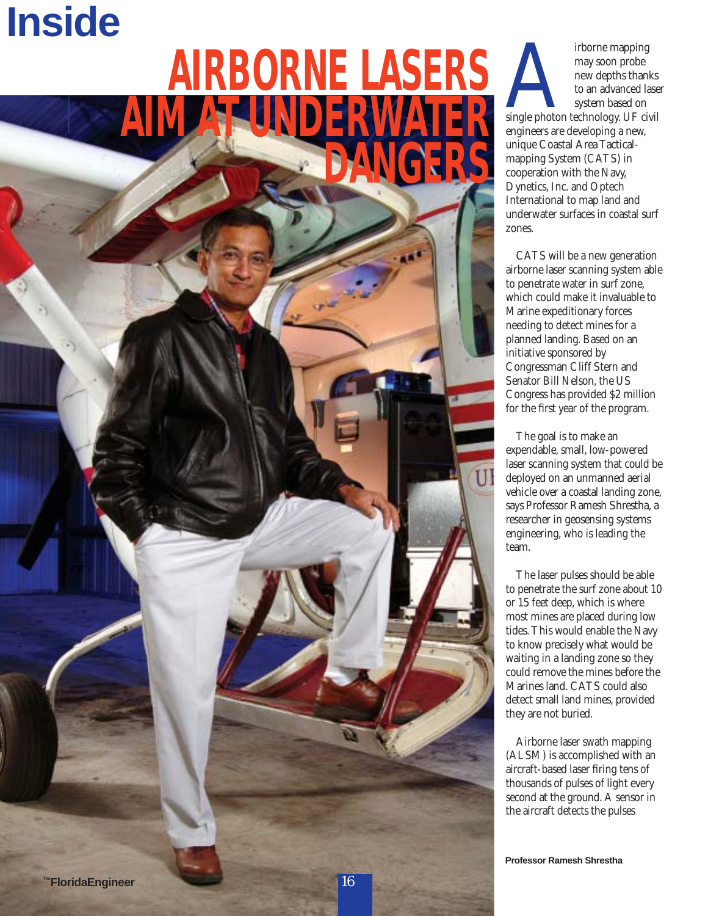# AIRBORNE LASERS AIM AT UNDERWATER DANGERS

Airborne mapping may soon probe new depths thanks to an advanced laser system based on single photon technology. UF civil engineers are developing a new, unique Coastal Area Tactical-mapping System (CATS) in cooperation with the Navy, Dynetics, Inc. and Optech International to map land and underwater surfaces in coastal surf zones.

CATS will be a new generation airborne laser scanning system able to penetrate water in surf zone, which could make it invaluable to Marine expeditionary forces needing to detect mines for a planned landing. Based on an initiative sponsored by Congressman Cliff Stern and Senator Bill Nelson, the US Congress has provided $2 million for the first year of the program.

The goal is to make an expendable, small, low-powered laser scanning system that could be deployed on an unmanned aerial vehicle over a coastal landing zone, says Professor Ramesh Shrestha, a researcher in geosensing systems engineering, who is leading the team.

The laser pulses should be able to penetrate the surf zone about 10 or 15 feet deep, which is where most mines are placed during low tides. This would enable the Navy to know precisely what would be waiting in a landing zone so they could remove the mines before the Marines land. CATS could also detect small land mines, provided they are not buried.

Airborne laser swath mapping (ALSM) is accomplished with an aircraft-based laser firing tens of thousands of pulses of light every second at the ground. A sensor in the aircraft detects the pulses

**Professor Ramesh Shrestha**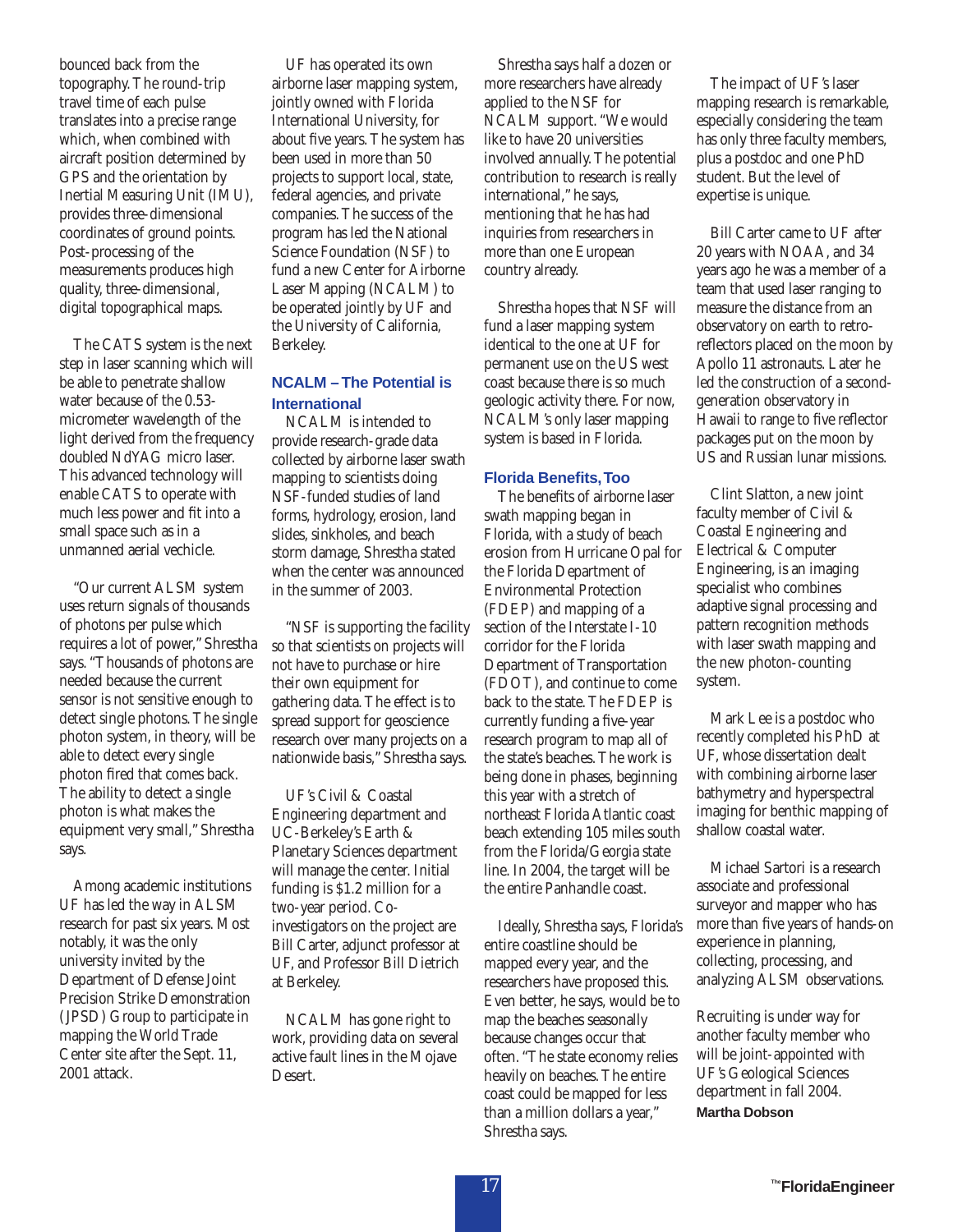bounced back from the topography. The round-trip travel time of each pulse translates into a precise range which, when combined with aircraft position determined by GPS and the orientation by Inertial Measuring Unit (IMU), provides three-dimensional coordinates of ground points. Post-processing of the measurements produces high quality, three-dimensional, digital topographical maps.

The CATS system is the next step in laser scanning which will be able to penetrate shallow water because of the 0.53-micrometer wavelength of the light derived from the frequency doubled NdYAG micro laser. This advanced technology will enable CATS to operate with much less power and fit into a small space such as in a unmanned aerial vechicle.

"Our current ALSM system uses return signals of thousands of photons per pulse which requires a lot of power," Shrestha says. "Thousands of photons are needed because the current sensor is not sensitive enough to detect single photons. The single photon system, in theory, will be able to detect every single photon fired that comes back. The ability to detect a single photon is what makes the equipment very small," Shrestha says.

Among academic institutions UF has led the way in ALSM research for past six years. Most notably, it was the only university invited by the Department of Defense Joint Precision Strike Demonstration (JPSD) Group to participate in mapping the World Trade Center site after the Sept. 11, 2001 attack.

UF has operated its own airborne laser mapping system, jointly owned with Florida International University, for about five years. The system has been used in more than 50 projects to support local, state, federal agencies, and private companies. The success of the program has led the National Science Foundation (NSF) to fund a new Center for Airborne Laser Mapping (NCALM) to be operated jointly by UF and the University of California, Berkeley.

## NCALM – The Potential is International

NCALM is intended to provide research-grade data collected by airborne laser swath mapping to scientists doing NSF-funded studies of land forms, hydrology, erosion, land slides, sinkholes, and beach storm damage, Shrestha stated when the center was announced in the summer of 2003.

"NSF is supporting the facility so that scientists on projects will not have to purchase or hire their own equipment for gathering data. The effect is to spread support for geoscience research over many projects on a nationwide basis," Shrestha says.

UF's Civil & Coastal Engineering department and UC-Berkeley's Earth & Planetary Sciences department will manage the center. Initial funding is $1.2 million for a two-year period. Co-investigators on the project are Bill Carter, adjunct professor at UF, and Professor Bill Dietrich at Berkeley.

NCALM has gone right to work, providing data on several active fault lines in the Mojave Desert.

Shrestha says half a dozen or more researchers have already applied to the NSF for NCALM support. "We would like to have 20 universities involved annually. The potential contribution to research is really international," he says, mentioning that he has had inquiries from researchers in more than one European country already.

Shrestha hopes that NSF will fund a laser mapping system identical to the one at UF for permanent use on the US west coast because there is so much geologic activity there. For now, NCALM's only laser mapping system is based in Florida.

## Florida Benefits, Too

The benefits of airborne laser swath mapping began in Florida, with a study of beach erosion from Hurricane Opal for the Florida Department of Environmental Protection (FDEP) and mapping of a section of the Interstate I-10 corridor for the Florida Department of Transportation (FDOT), and continue to come back to the state. The FDEP is currently funding a five-year research program to map all of the state's beaches. The work is being done in phases, beginning this year with a stretch of northeast Florida Atlantic coast beach extending 105 miles south from the Florida/Georgia state line. In 2004, the target will be the entire Panhandle coast.

Ideally, Shrestha says, Florida's entire coastline should be mapped every year, and the researchers have proposed this. Even better, he says, would be to map the beaches seasonally because changes occur that often. "The state economy relies heavily on beaches. The entire coast could be mapped for less than a million dollars a year," Shrestha says.

The impact of UF's laser mapping research is remarkable, especially considering the team has only three faculty members, plus a postdoc and one PhD student. But the level of expertise is unique.

Bill Carter came to UF after 20 years with NOAA, and 34 years ago he was a member of a team that used laser ranging to measure the distance from an observatory on earth to retro-reflectors placed on the moon by Apollo 11 astronauts. Later he led the construction of a second-generation observatory in Hawaii to range to five reflector packages put on the moon by US and Russian lunar missions.

Clint Slatton, a new joint faculty member of Civil & Coastal Engineering and Electrical & Computer Engineering, is an imaging specialist who combines adaptive signal processing and pattern recognition methods with laser swath mapping and the new photon-counting system.

Mark Lee is a postdoc who recently completed his PhD at UF, whose dissertation dealt with combining airborne laser bathymetry and hyperspectral imaging for benthic mapping of shallow coastal water.

Michael Sartori is a research associate and professional surveyor and mapper who has more than five years of hands-on experience in planning, collecting, processing, and analyzing ALSM observations.

Recruiting is under way for another faculty member who will be joint-appointed with UF's Geological Sciences department in fall 2004.

**Martha Dobson**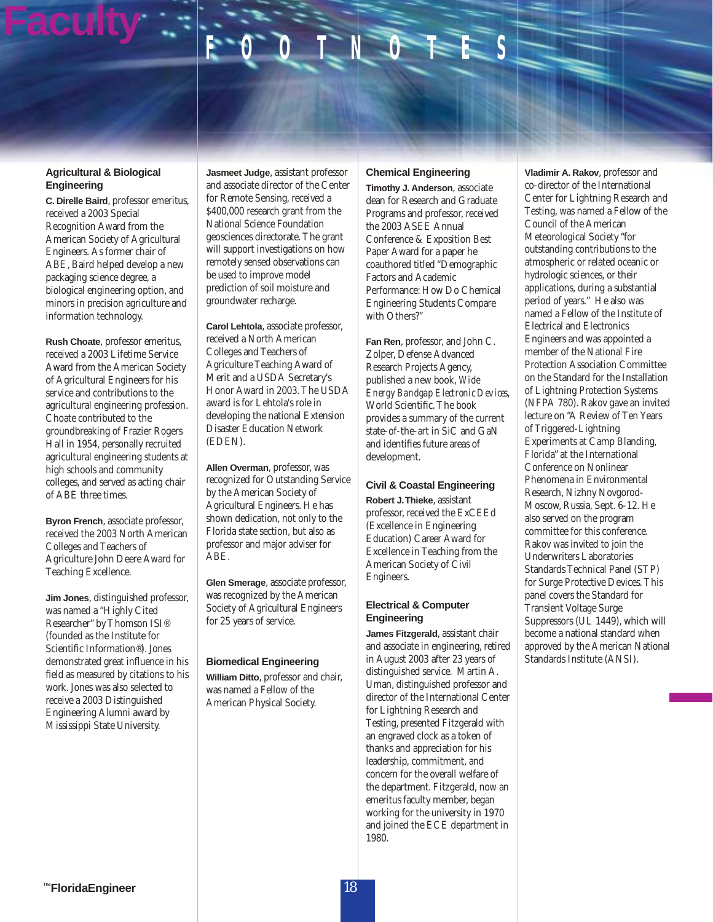# Faculty FOOTNOTES

## Agricultural & Biological Engineering

**C. Direlle Baird**, professor emeritus, received a 2003 Special Recognition Award from the American Society of Agricultural Engineers. As former chair of ABE, Baird helped develop a new packaging science degree, a biological engineering option, and minors in precision agriculture and information technology.

**Rush Choate**, professor emeritus, received a 2003 Lifetime Service Award from the American Society of Agricultural Engineers for his service and contributions to the agricultural engineering profession. Choate contributed to the groundbreaking of Frazier Rogers Hall in 1954, personally recruited agricultural engineering students at high schools and community colleges, and served as acting chair of ABE three times.

**Byron French**, associate professor, received the 2003 North American Colleges and Teachers of Agriculture John Deere Award for Teaching Excellence.

**Jim Jones**, distinguished professor, was named a "Highly Cited Researcher" by Thomson ISI® (founded as the Institute for Scientific Information®). Jones demonstrated great influence in his field as measured by citations to his work. Jones was also selected to receive a 2003 Distinguished Engineering Alumni award by Mississippi State University.

**Jasmeet Judge**, assistant professor and associate director of the Center for Remote Sensing, received a $400,000 research grant from the National Science Foundation geosciences directorate. The grant will support investigations on how remotely sensed observations can be used to improve model prediction of soil moisture and groundwater recharge.

**Carol Lehtola**, associate professor, received a North American Colleges and Teachers of Agriculture Teaching Award of Merit and a USDA Secretary's Honor Award in 2003. The USDA award is for Lehtola's role in developing the national Extension Disaster Education Network (EDEN).

**Allen Overman**, professor, was recognized for Outstanding Service by the American Society of Agricultural Engineers. He has shown dedication, not only to the Florida state section, but also as professor and major adviser for ABE.

**Glen Smerage**, associate professor, was recognized by the American Society of Agricultural Engineers for 25 years of service.

## Biomedical Engineering

**William Ditto**, professor and chair, was named a Fellow of the American Physical Society.

## Chemical Engineering

**Timothy J. Anderson**, associate dean for Research and Graduate Programs and professor, received the 2003 ASEE Annual Conference & Exposition Best Paper Award for a paper he coauthored titled "Demographic Factors and Academic Performance: How Do Chemical Engineering Students Compare with Others?"

**Fan Ren**, professor, and John C. Zolper, Defense Advanced Research Projects Agency, published a new book, *Wide Energy Bandgap Electronic Devices*, World Scientific. The book provides a summary of the current state-of-the-art in SiC and GaN and identifies future areas of development.

## Civil & Coastal Engineering

**Robert J. Thieke**, assistant professor, received the ExCEEd (Excellence in Engineering Education) Career Award for Excellence in Teaching from the American Society of Civil Engineers.

## Electrical & Computer Engineering

**James Fitzgerald**, assistant chair and associate in engineering, retired in August 2003 after 23 years of distinguished service. Martin A. Uman, distinguished professor and director of the International Center for Lightning Research and Testing, presented Fitzgerald with an engraved clock as a token of thanks and appreciation for his leadership, commitment, and concern for the overall welfare of the department. Fitzgerald, now an emeritus faculty member, began working for the university in 1970 and joined the ECE department in 1980.

**Vladimir A. Rakov**, professor and co-director of the International Center for Lightning Research and Testing, was named a Fellow of the Council of the American Meteorological Society "for outstanding contributions to the atmospheric or related oceanic or hydrologic sciences, or their applications, during a substantial period of years." He also was named a Fellow of the Institute of Electrical and Electronics Engineers and was appointed a member of the National Fire Protection Association Committee on the Standard for the Installation of Lightning Protection Systems (NFPA 780). Rakov gave an invited lecture on "A Review of Ten Years of Triggered-Lightning Experiments at Camp Blanding, Florida" at the International Conference on Nonlinear Phenomena in Environmental Research, Nizhny Novgorod-Moscow, Russia, Sept. 6-12. He also served on the program committee for this conference. Rakov was invited to join the Underwriters Laboratories Standards Technical Panel (STP) for Surge Protective Devices. This panel covers the Standard for Transient Voltage Surge Suppressors (UL 1449), which will become a national standard when approved by the American National Standards Institute (ANSI).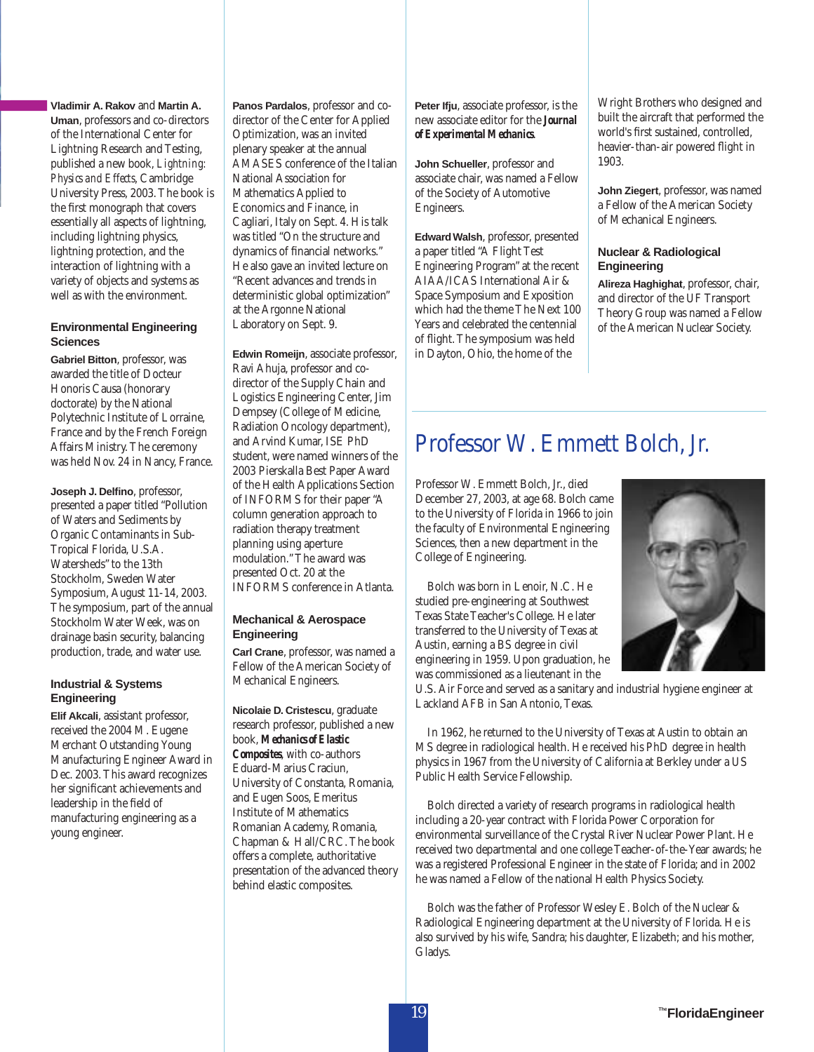**Vladimir A. Rakov** and **Martin A. Uman**, professors and co-directors of the International Center for Lightning Research and Testing, published a new book, *Lightning: Physics and Effects*, Cambridge University Press, 2003. The book is the first monograph that covers essentially all aspects of lightning, including lightning physics, lightning protection, and the interaction of lightning with a variety of objects and systems as well as with the environment.

### Environmental Engineering Sciences

**Gabriel Bitton**, professor, was awarded the title of Docteur Honoris Causa (honorary doctorate) by the National Polytechnic Institute of Lorraine, France and by the French Foreign Affairs Ministry. The ceremony was held Nov. 24 in Nancy, France.

**Joseph J. Delfino**, professor, presented a paper titled "Pollution of Waters and Sediments by Organic Contaminants in Sub-Tropical Florida, U.S.A. Watersheds" to the 13th Stockholm, Sweden Water Symposium, August 11-14, 2003. The symposium, part of the annual Stockholm Water Week, was on drainage basin security, balancing production, trade, and water use.

### Industrial & Systems Engineering

**Elif Akcali**, assistant professor, received the 2004 M. Eugene Merchant Outstanding Young Manufacturing Engineer Award in Dec. 2003. This award recognizes her significant achievements and leadership in the field of manufacturing engineering as a young engineer.

**Panos Pardalos**, professor and co-director of the Center for Applied Optimization, was an invited plenary speaker at the annual AMASES conference of the Italian National Association for Mathematics Applied to Economics and Finance, in Cagliari, Italy on Sept. 4. His talk was titled "On the structure and dynamics of financial networks." He also gave an invited lecture on "Recent advances and trends in deterministic global optimization" at the Argonne National Laboratory on Sept. 9.

**Edwin Romeijn**, associate professor, Ravi Ahuja, professor and co-director of the Supply Chain and Logistics Engineering Center, Jim Dempsey (College of Medicine, Radiation Oncology department), and Arvind Kumar, ISE PhD student, were named winners of the 2003 Pierskalla Best Paper Award of the Health Applications Section of INFORMS for their paper "A column generation approach to radiation therapy treatment planning using aperture modulation." The award was presented Oct. 20 at the INFORMS conference in Atlanta.

### Mechanical & Aerospace Engineering

**Carl Crane**, professor, was named a Fellow of the American Society of Mechanical Engineers.

**Nicolaie D. Cristescu**, graduate research professor, published a new book, ***Mechanics of Elastic Composites***, with co-authors Eduard-Marius Craciun, University of Constanta, Romania, and Eugen Soos, Emeritus Institute of Mathematics Romanian Academy, Romania, Chapman & Hall/CRC. The book offers a complete, authoritative presentation of the advanced theory behind elastic composites.

**Peter Ifju**, associate professor, is the new associate editor for the ***Journal of Experimental Mechanics***.

**John Schueller**, professor and associate chair, was named a Fellow of the Society of Automotive Engineers.

**Edward Walsh**, professor, presented a paper titled "A Flight Test Engineering Program" at the recent AIAA/ICAS International Air & Space Symposium and Exposition which had the theme The Next 100 Years and celebrated the centennial of flight. The symposium was held in Dayton, Ohio, the home of the Wright Brothers who designed and built the aircraft that performed the world's first sustained, controlled, heavier-than-air powered flight in 1903.

**John Ziegert**, professor, was named a Fellow of the American Society of Mechanical Engineers.

### Nuclear & Radiological Engineering

**Alireza Haghighat**, professor, chair, and director of the UF Transport Theory Group was named a Fellow of the American Nuclear Society.

## Professor W. Emmett Bolch, Jr.

Professor W. Emmett Bolch, Jr., died December 27, 2003, at age 68. Bolch came to the University of Florida in 1966 to join the faculty of Environmental Engineering Sciences, then a new department in the College of Engineering.

Bolch was born in Lenoir, N.C. He studied pre-engineering at Southwest Texas State Teacher's College. He later transferred to the University of Texas at Austin, earning a BS degree in civil engineering in 1959. Upon graduation, he was commissioned as a lieutenant in the U.S. Air Force and served as a sanitary and industrial hygiene engineer at Lackland AFB in San Antonio, Texas.

In 1962, he returned to the University of Texas at Austin to obtain an MS degree in radiological health. He received his PhD degree in health physics in 1967 from the University of California at Berkley under a US Public Health Service Fellowship.

Bolch directed a variety of research programs in radiological health including a 20-year contract with Florida Power Corporation for environmental surveillance of the Crystal River Nuclear Power Plant. He received two departmental and one college Teacher-of-the-Year awards; he was a registered Professional Engineer in the state of Florida; and in 2002 he was named a Fellow of the national Health Physics Society.

Bolch was the father of Professor Wesley E. Bolch of the Nuclear & Radiological Engineering department at the University of Florida. He is also survived by his wife, Sandra; his daughter, Elizabeth; and his mother, Gladys.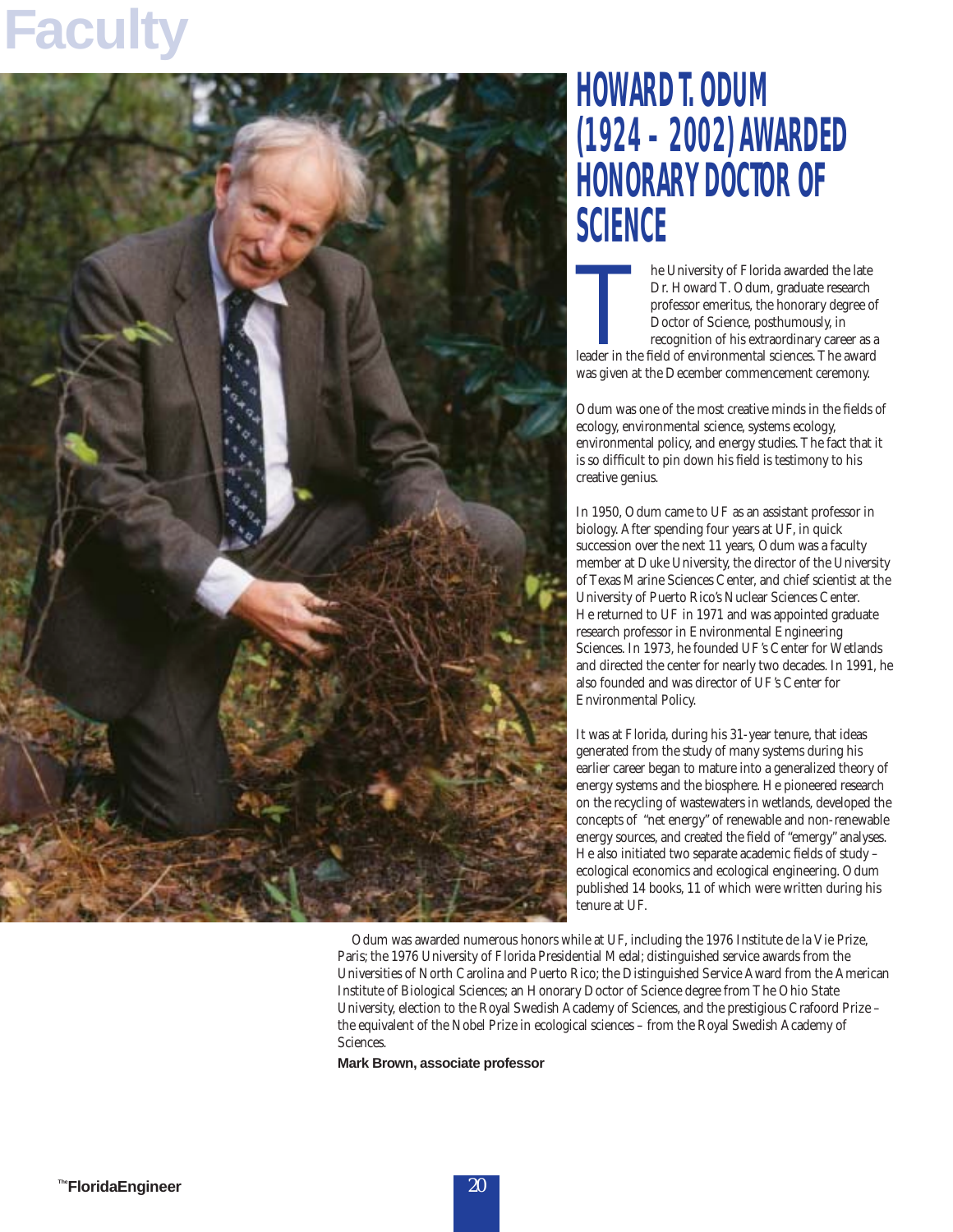# Faculty

## HOWARD T. ODUM (1924 - 2002) AWARDED HONORARY DOCTOR OF SCIENCE

The University of Florida awarded the late Dr. Howard T. Odum, graduate research professor emeritus, the honorary degree of Doctor of Science, posthumously, in recognition of his extraordinary career as a leader in the field of environmental sciences. The award was given at the December commencement ceremony.

Odum was one of the most creative minds in the fields of ecology, environmental science, systems ecology, environmental policy, and energy studies. The fact that it is so difficult to pin down his field is testimony to his creative genius.

In 1950, Odum came to UF as an assistant professor in biology. After spending four years at UF, in quick succession over the next 11 years, Odum was a faculty member at Duke University, the director of the University of Texas Marine Sciences Center, and chief scientist at the University of Puerto Rico's Nuclear Sciences Center. He returned to UF in 1971 and was appointed graduate research professor in Environmental Engineering Sciences. In 1973, he founded UF's Center for Wetlands and directed the center for nearly two decades. In 1991, he also founded and was director of UF's Center for Environmental Policy.

It was at Florida, during his 31-year tenure, that ideas generated from the study of many systems during his earlier career began to mature into a generalized theory of energy systems and the biosphere. He pioneered research on the recycling of wastewaters in wetlands, developed the concepts of "net energy" of renewable and non-renewable energy sources, and created the field of "emergy" analyses. He also initiated two separate academic fields of study – ecological economics and ecological engineering. Odum published 14 books, 11 of which were written during his tenure at UF.

Odum was awarded numerous honors while at UF, including the 1976 Institute de la Vie Prize, Paris; the 1976 University of Florida Presidential Medal; distinguished service awards from the Universities of North Carolina and Puerto Rico; the Distinguished Service Award from the American Institute of Biological Sciences; an Honorary Doctor of Science degree from The Ohio State University, election to the Royal Swedish Academy of Sciences, and the prestigious Crafoord Prize – the equivalent of the Nobel Prize in ecological sciences – from the Royal Swedish Academy of Sciences.

**Mark Brown, associate professor**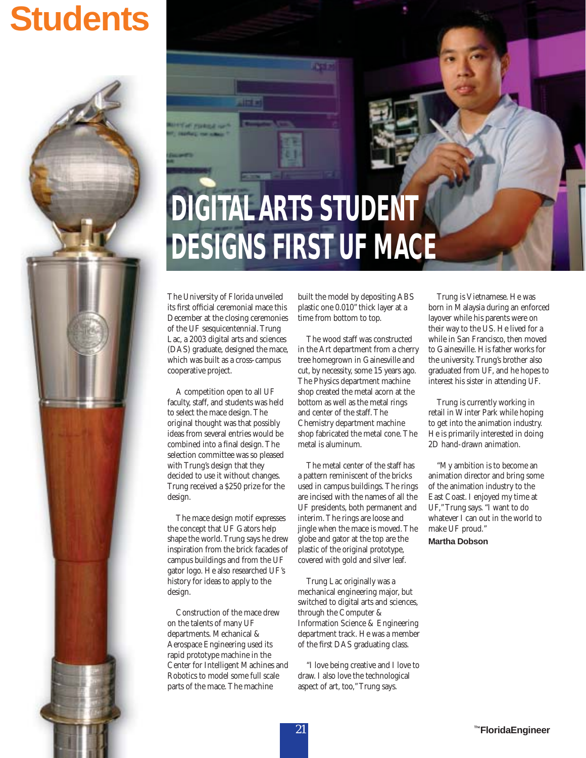# Students

## DIGITAL ARTS STUDENT DESIGNS FIRST UF MACE

The University of Florida unveiled its first official ceremonial mace this December at the closing ceremonies of the UF sesquicentennial. Trung Lac, a 2003 digital arts and sciences (DAS) graduate, designed the mace, which was built as a cross-campus cooperative project.

A competition open to all UF faculty, staff, and students was held to select the mace design. The original thought was that possibly ideas from several entries would be combined into a final design. The selection committee was so pleased with Trung's design that they decided to use it without changes. Trung received a $250 prize for the design.

The mace design motif expresses the concept that UF Gators help shape the world. Trung says he drew inspiration from the brick facades of campus buildings and from the UF gator logo. He also researched UF's history for ideas to apply to the design.

Construction of the mace drew on the talents of many UF departments. Mechanical & Aerospace Engineering used its rapid prototype machine in the Center for Intelligent Machines and Robotics to model some full scale parts of the mace. The machine built the model by depositing ABS plastic one 0.010" thick layer at a time from bottom to top.

The wood staff was constructed in the Art department from a cherry tree homegrown in Gainesville and cut, by necessity, some 15 years ago. The Physics department machine shop created the metal acorn at the bottom as well as the metal rings and center of the staff. The Chemistry department machine shop fabricated the metal cone. The metal is aluminum.

The metal center of the staff has a pattern reminiscent of the bricks used in campus buildings. The rings are incised with the names of all the UF presidents, both permanent and interim. The rings are loose and jingle when the mace is moved. The globe and gator at the top are the plastic of the original prototype, covered with gold and silver leaf.

Trung Lac originally was a mechanical engineering major, but switched to digital arts and sciences, through the Computer & Information Science & Engineering department track. He was a member of the first DAS graduating class.

"I love being creative and I love to draw. I also love the technological aspect of art, too," Trung says.

Trung is Vietnamese. He was born in Malaysia during an enforced layover while his parents were on their way to the US. He lived for a while in San Francisco, then moved to Gainesville. His father works for the university. Trung's brother also graduated from UF, and he hopes to interest his sister in attending UF.

Trung is currently working in retail in Winter Park while hoping to get into the animation industry. He is primarily interested in doing 2D hand-drawn animation.

"My ambition is to become an animation director and bring some of the animation industry to the East Coast. I enjoyed my time at UF," Trung says. "I want to do whatever I can out in the world to make UF proud."

**Martha Dobson**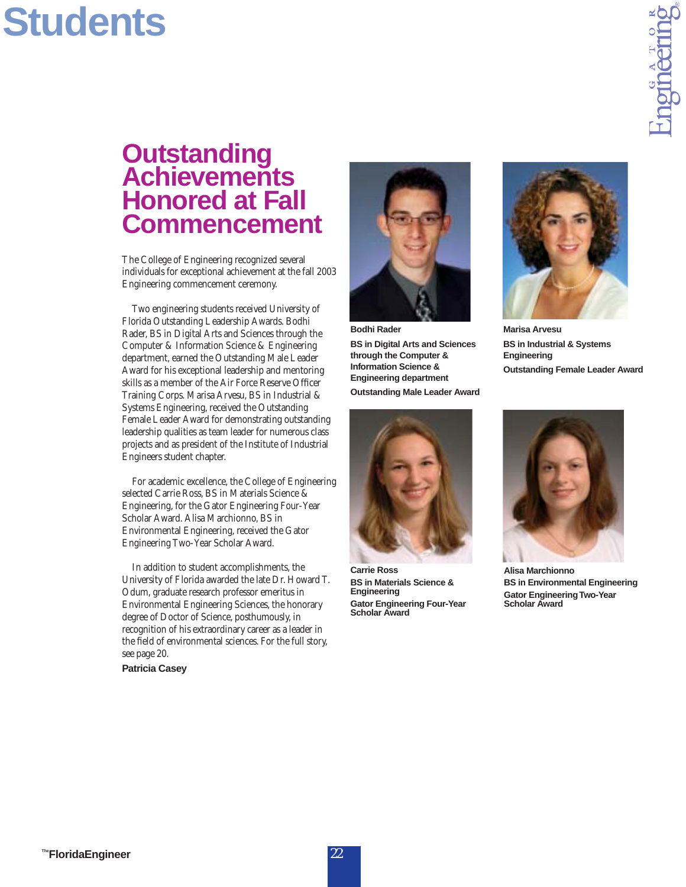# Students

## Outstanding Achievements Honored at Fall Commencement

The College of Engineering recognized several individuals for exceptional achievement at the fall 2003 Engineering commencement ceremony.

Two engineering students received University of Florida Outstanding Leadership Awards. Bodhi Rader, BS in Digital Arts and Sciences through the Computer & Information Science & Engineering department, earned the Outstanding Male Leader Award for his exceptional leadership and mentoring skills as a member of the Air Force Reserve Officer Training Corps. Marisa Arvesu, BS in Industrial & Systems Engineering, received the Outstanding Female Leader Award for demonstrating outstanding leadership qualities as team leader for numerous class projects and as president of the Institute of Industrial Engineers student chapter.

For academic excellence, the College of Engineering selected Carrie Ross, BS in Materials Science & Engineering, for the Gator Engineering Four-Year Scholar Award. Alisa Marchionno, BS in Environmental Engineering, received the Gator Engineering Two-Year Scholar Award.

In addition to student accomplishments, the University of Florida awarded the late Dr. Howard T. Odum, graduate research professor emeritus in Environmental Engineering Sciences, the honorary degree of Doctor of Science, posthumously, in recognition of his extraordinary career as a leader in the field of environmental sciences. For the full story, see page 20.

**Patricia Casey**

**Bodhi Rader**
**BS in Digital Arts and Sciences through the Computer & Information Science & Engineering department**
**Outstanding Male Leader Award**

**Marisa Arvesu**
**BS in Industrial & Systems Engineering**
**Outstanding Female Leader Award**

**Carrie Ross**
**BS in Materials Science & Engineering**
**Gator Engineering Four-Year Scholar Award**

**Alisa Marchionno**
**BS in Environmental Engineering**
**Gator Engineering Two-Year Scholar Award**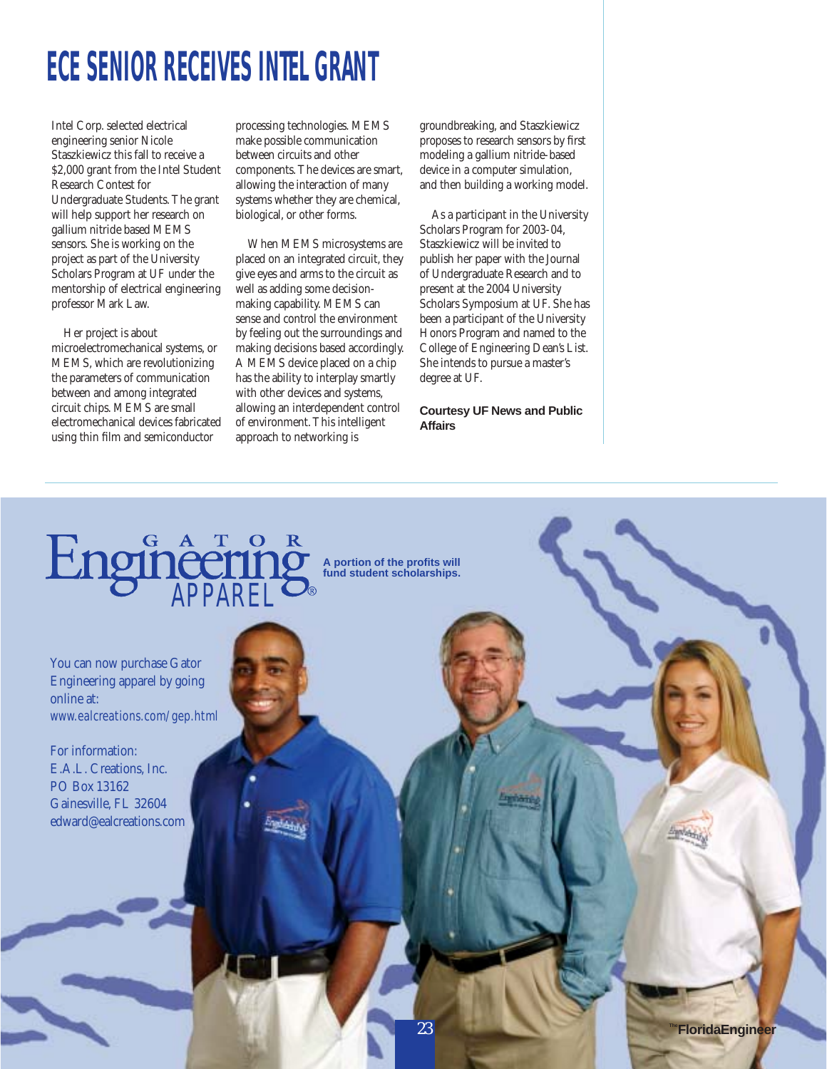# ECE SENIOR RECEIVES INTEL GRANT

Intel Corp. selected electrical engineering senior Nicole Staszkiewicz this fall to receive a $2,000 grant from the Intel Student Research Contest for Undergraduate Students. The grant will help support her research on gallium nitride based MEMS sensors. She is working on the project as part of the University Scholars Program at UF under the mentorship of electrical engineering professor Mark Law.

Her project is about microelectromechanical systems, or MEMS, which are revolutionizing the parameters of communication between and among integrated circuit chips. MEMS are small electromechanical devices fabricated using thin film and semiconductor processing technologies. MEMS make possible communication between circuits and other components. The devices are smart, allowing the interaction of many systems whether they are chemical, biological, or other forms.

When MEMS microsystems are placed on an integrated circuit, they give eyes and arms to the circuit as well as adding some decision-making capability. MEMS can sense and control the environment by feeling out the surroundings and making decisions based accordingly. A MEMS device placed on a chip has the ability to interplay smartly with other devices and systems, allowing an interdependent control of environment. This intelligent approach to networking is groundbreaking, and Staszkiewicz proposes to research sensors by first modeling a gallium nitride-based device in a computer simulation, and then building a working model.

As a participant in the University Scholars Program for 2003-04, Staszkiewicz will be invited to publish her paper with the Journal of Undergraduate Research and to present at the 2004 University Scholars Symposium at UF. She has been a participant of the University Honors Program and named to the College of Engineering Dean's List. She intends to pursue a master's degree at UF.

**Courtesy UF News and Public Affairs**

---

**Gator Engineering Apparel®**

**A portion of the profits will fund student scholarships.**

You can now purchase Gator Engineering apparel by going online at:
*www.ealcreations.com/gep.html*

For information:
E.A.L. Creations, Inc.
PO Box 13162
Gainesville, FL 32604
edward@ealcreations.com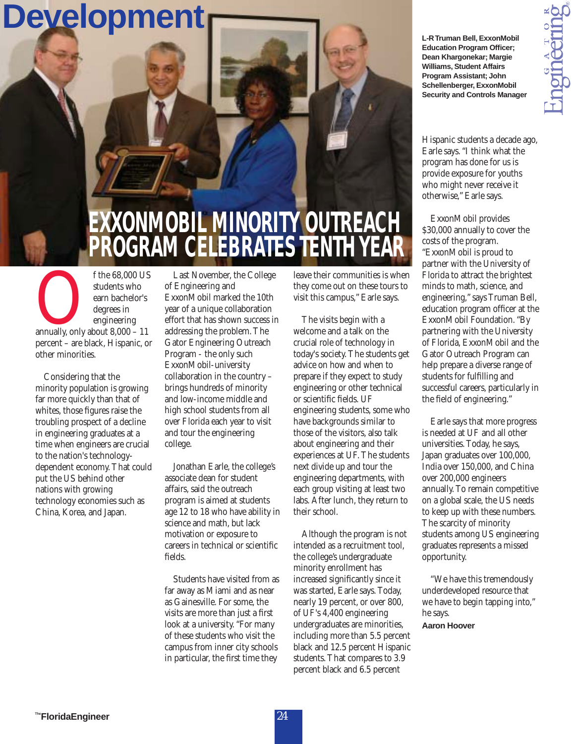# EXXONMOBIL MINORITY OUTREACH PROGRAM CELEBRATES TENTH YEAR

L-R Truman Bell, ExxonMobil Education Program Officer; Dean Khargonekar; Margie Williams, Student Affairs Program Assistant; John Schellenberger, ExxonMobil Security and Controls Manager

Of the 68,000 US students who earn bachelor's degrees in engineering annually, only about 8,000 – 11 percent – are black, Hispanic, or other minorities.

Considering that the minority population is growing far more quickly than that of whites, those figures raise the troubling prospect of a decline in engineering graduates at a time when engineers are crucial to the nation's technology-dependent economy. That could put the US behind other nations with growing technology economies such as China, Korea, and Japan.

Last November, the College of Engineering and ExxonMobil marked the 10th year of a unique collaboration effort that has shown success in addressing the problem. The Gator Engineering Outreach Program - the only such ExxonMobil-university collaboration in the country – brings hundreds of minority and low-income middle and high school students from all over Florida each year to visit and tour the engineering college.

Jonathan Earle, the college's associate dean for student affairs, said the outreach program is aimed at students age 12 to 18 who have ability in science and math, but lack motivation or exposure to careers in technical or scientific fields.

Students have visited from as far away as Miami and as near as Gainesville. For some, the visits are more than just a first look at a university. "For many of these students who visit the campus from inner city schools in particular, the first time they leave their communities is when they come out on these tours to visit this campus," Earle says.

The visits begin with a welcome and a talk on the crucial role of technology in today's society. The students get advice on how and when to prepare if they expect to study engineering or other technical or scientific fields. UF engineering students, some who have backgrounds similar to those of the visitors, also talk about engineering and their experiences at UF. The students next divide up and tour the engineering departments, with each group visiting at least two labs. After lunch, they return to their school.

Although the program is not intended as a recruitment tool, the college's undergraduate minority enrollment has increased significantly since it was started, Earle says. Today, nearly 19 percent, or over 800, of UF's 4,400 engineering undergraduates are minorities, including more than 5.5 percent black and 12.5 percent Hispanic students. That compares to 3.9 percent black and 6.5 percent Hispanic students a decade ago, Earle says. "I think what the program has done for us is provide exposure for youths who might never receive it otherwise," Earle says.

ExxonMobil provides $30,000 annually to cover the costs of the program. "ExxonMobil is proud to partner with the University of Florida to attract the brightest minds to math, science, and engineering," says Truman Bell, education program officer at the ExxonMobil Foundation. "By partnering with the University of Florida, ExxonMobil and the Gator Outreach Program can help prepare a diverse range of students for fulfilling and successful careers, particularly in the field of engineering."

Earle says that more progress is needed at UF and all other universities. Today, he says, Japan graduates over 100,000, India over 150,000, and China over 200,000 engineers annually. To remain competitive on a global scale, the US needs to keep up with these numbers. The scarcity of minority students among US engineering graduates represents a missed opportunity.

"We have this tremendously underdeveloped resource that we have to begin tapping into," he says.

**Aaron Hoover**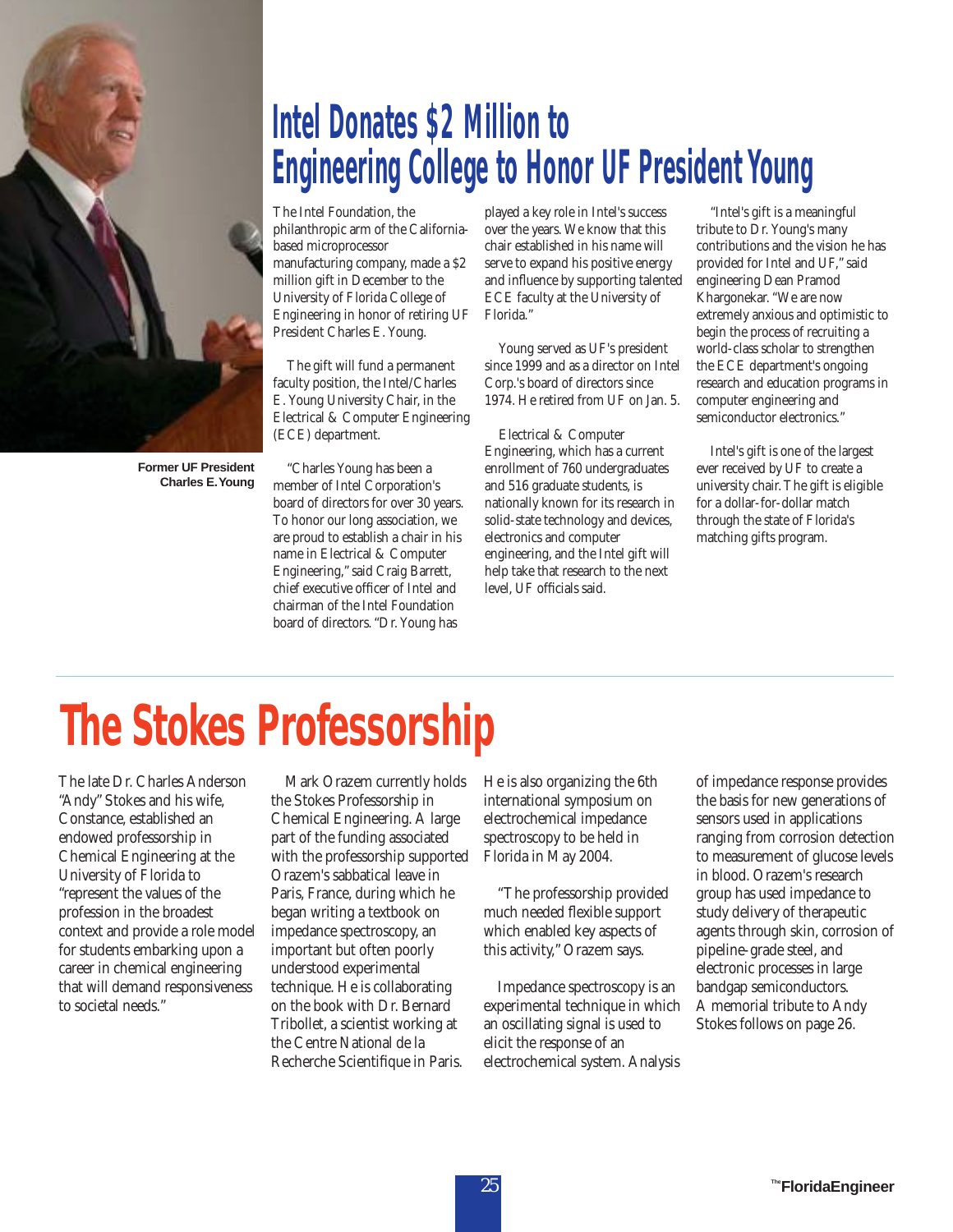# Intel Donates $2 Million to Engineering College to Honor UF President Young

Former UF President Charles E. Young

The Intel Foundation, the philanthropic arm of the California-based microprocessor manufacturing company, made a $2 million gift in December to the University of Florida College of Engineering in honor of retiring UF President Charles E. Young.

The gift will fund a permanent faculty position, the Intel/Charles E. Young University Chair, in the Electrical & Computer Engineering (ECE) department.

"Charles Young has been a member of Intel Corporation's board of directors for over 30 years. To honor our long association, we are proud to establish a chair in his name in Electrical & Computer Engineering," said Craig Barrett, chief executive officer of Intel and chairman of the Intel Foundation board of directors. "Dr. Young has played a key role in Intel's success over the years. We know that this chair established in his name will serve to expand his positive energy and influence by supporting talented ECE faculty at the University of Florida."

Young served as UF's president since 1999 and as a director on Intel Corp.'s board of directors since 1974. He retired from UF on Jan. 5.

Electrical & Computer Engineering, which has a current enrollment of 760 undergraduates and 516 graduate students, is nationally known for its research in solid-state technology and devices, electronics and computer engineering, and the Intel gift will help take that research to the next level, UF officials said.

"Intel's gift is a meaningful tribute to Dr. Young's many contributions and the vision he has provided for Intel and UF," said engineering Dean Pramod Khargonekar. "We are now extremely anxious and optimistic to begin the process of recruiting a world-class scholar to strengthen the ECE department's ongoing research and education programs in computer engineering and semiconductor electronics."

Intel's gift is one of the largest ever received by UF to create a university chair. The gift is eligible for a dollar-for-dollar match through the state of Florida's matching gifts program.

# The Stokes Professorship

The late Dr. Charles Anderson "Andy" Stokes and his wife, Constance, established an endowed professorship in Chemical Engineering at the University of Florida to "represent the values of the profession in the broadest context and provide a role model for students embarking upon a career in chemical engineering that will demand responsiveness to societal needs."

Mark Orazem currently holds the Stokes Professorship in Chemical Engineering. A large part of the funding associated with the professorship supported Orazem's sabbatical leave in Paris, France, during which he began writing a textbook on impedance spectroscopy, an important but often poorly understood experimental technique. He is collaborating on the book with Dr. Bernard Tribollet, a scientist working at the Centre National de la Recherche Scientifique in Paris. He is also organizing the 6th international symposium on electrochemical impedance spectroscopy to be held in Florida in May 2004.

"The professorship provided much needed flexible support which enabled key aspects of this activity," Orazem says.

Impedance spectroscopy is an experimental technique in which an oscillating signal is used to elicit the response of an electrochemical system. Analysis of impedance response provides the basis for new generations of sensors used in applications ranging from corrosion detection to measurement of glucose levels in blood. Orazem's research group has used impedance to study delivery of therapeutic agents through skin, corrosion of pipeline-grade steel, and electronic processes in large bandgap semiconductors. A memorial tribute to Andy Stokes follows on page 26.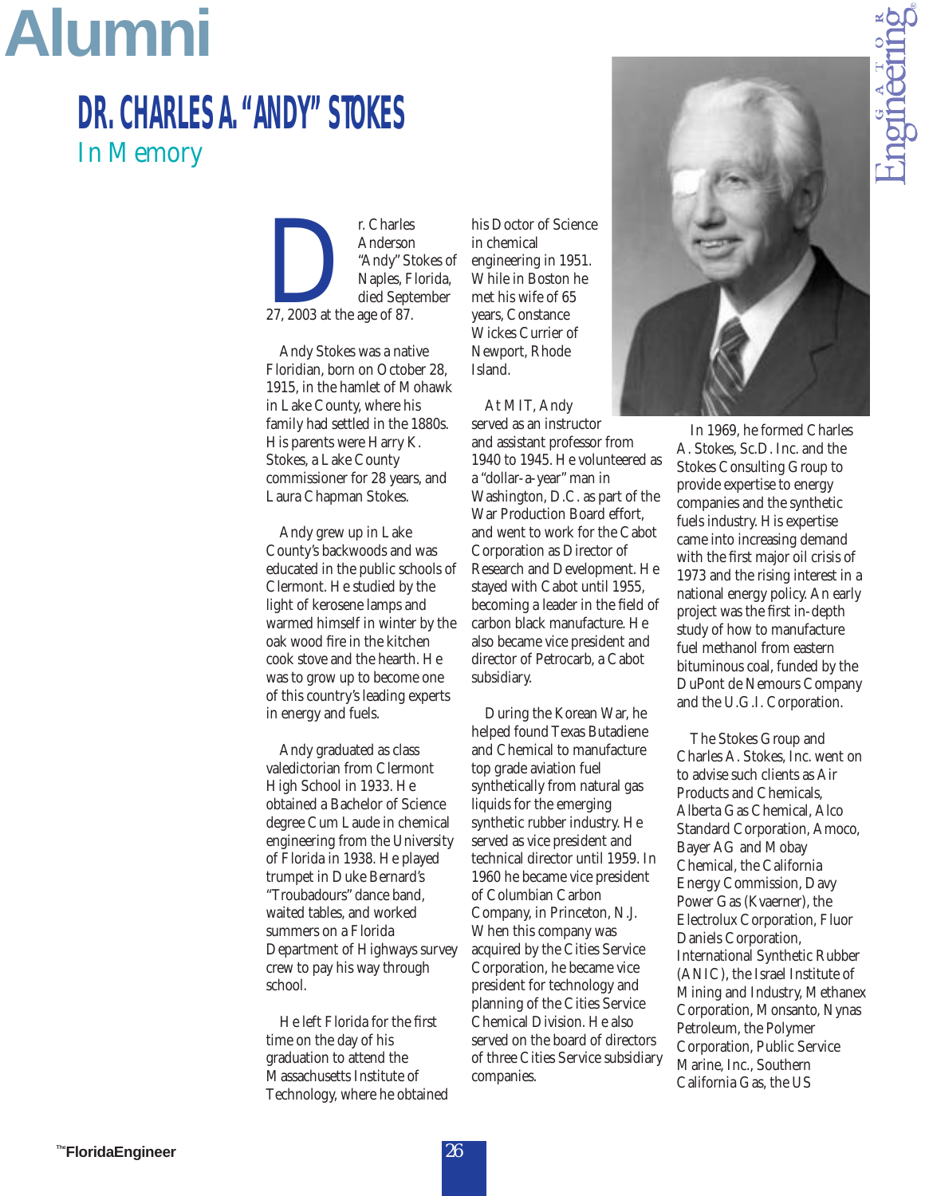# Alumni

## DR. CHARLES A. "ANDY" STOKES

### In Memory

Dr. Charles Anderson "Andy" Stokes of Naples, Florida, died September 27, 2003 at the age of 87.

Andy Stokes was a native Floridian, born on October 28, 1915, in the hamlet of Mohawk in Lake County, where his family had settled in the 1880s. His parents were Harry K. Stokes, a Lake County commissioner for 28 years, and Laura Chapman Stokes.

Andy grew up in Lake County's backwoods and was educated in the public schools of Clermont. He studied by the light of kerosene lamps and warmed himself in winter by the oak wood fire in the kitchen cook stove and the hearth. He was to grow up to become one of this country's leading experts in energy and fuels.

Andy graduated as class valedictorian from Clermont High School in 1933. He obtained a Bachelor of Science degree Cum Laude in chemical engineering from the University of Florida in 1938. He played trumpet in Duke Bernard's "Troubadours" dance band, waited tables, and worked summers on a Florida Department of Highways survey crew to pay his way through school.

He left Florida for the first time on the day of his graduation to attend the Massachusetts Institute of Technology, where he obtained his Doctor of Science in chemical engineering in 1951. While in Boston he met his wife of 65 years, Constance Wickes Currier of Newport, Rhode Island.

At MIT, Andy served as an instructor and assistant professor from 1940 to 1945. He volunteered as a "dollar-a-year" man in Washington, D.C. as part of the War Production Board effort, and went to work for the Cabot Corporation as Director of Research and Development. He stayed with Cabot until 1955, becoming a leader in the field of carbon black manufacture. He also became vice president and director of Petrocarb, a Cabot subsidiary.

During the Korean War, he helped found Texas Butadiene and Chemical to manufacture top grade aviation fuel synthetically from natural gas liquids for the emerging synthetic rubber industry. He served as vice president and technical director until 1959. In 1960 he became vice president of Columbian Carbon Company, in Princeton, N.J. When this company was acquired by the Cities Service Corporation, he became vice president for technology and planning of the Cities Service Chemical Division. He also served on the board of directors of three Cities Service subsidiary companies.

In 1969, he formed Charles A. Stokes, Sc.D. Inc. and the Stokes Consulting Group to provide expertise to energy companies and the synthetic fuels industry. His expertise came into increasing demand with the first major oil crisis of 1973 and the rising interest in a national energy policy. An early project was the first in-depth study of how to manufacture fuel methanol from eastern bituminous coal, funded by the DuPont de Nemours Company and the U.G.I. Corporation.

The Stokes Group and Charles A. Stokes, Inc. went on to advise such clients as Air Products and Chemicals, Alberta Gas Chemical, Alco Standard Corporation, Amoco, Bayer AG and Mobay Chemical, the California Energy Commission, Davy Power Gas (Kvaerner), the Electrolux Corporation, Fluor Daniels Corporation, International Synthetic Rubber (ANIC), the Israel Institute of Mining and Industry, Methanex Corporation, Monsanto, Nynas Petroleum, the Polymer Corporation, Public Service Marine, Inc., Southern California Gas, the US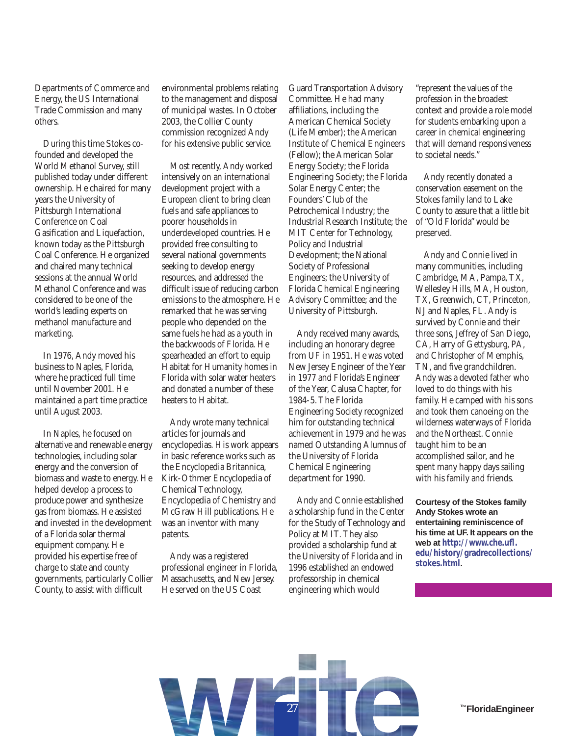Departments of Commerce and Energy, the US International Trade Commission and many others.

During this time Stokes co-founded and developed the World Methanol Survey, still published today under different ownership. He chaired for many years the University of Pittsburgh International Conference on Coal Gasification and Liquefaction, known today as the Pittsburgh Coal Conference. He organized and chaired many technical sessions at the annual World Methanol Conference and was considered to be one of the world's leading experts on methanol manufacture and marketing.

In 1976, Andy moved his business to Naples, Florida, where he practiced full time until November 2001. He maintained a part time practice until August 2003.

In Naples, he focused on alternative and renewable energy technologies, including solar energy and the conversion of biomass and waste to energy. He helped develop a process to produce power and synthesize gas from biomass. He assisted and invested in the development of a Florida solar thermal equipment company. He provided his expertise free of charge to state and county governments, particularly Collier County, to assist with difficult environmental problems relating to the management and disposal of municipal wastes. In October 2003, the Collier County commission recognized Andy for his extensive public service.

Most recently, Andy worked intensively on an international development project with a European client to bring clean fuels and safe appliances to poorer households in underdeveloped countries. He provided free consulting to several national governments seeking to develop energy resources, and addressed the difficult issue of reducing carbon emissions to the atmosphere. He remarked that he was serving people who depended on the same fuels he had as a youth in the backwoods of Florida. He spearheaded an effort to equip Habitat for Humanity homes in Florida with solar water heaters and donated a number of these heaters to Habitat.

Andy wrote many technical articles for journals and encyclopedias. His work appears in basic reference works such as the Encyclopedia Britannica, Kirk-Othmer Encyclopedia of Chemical Technology, Encyclopedia of Chemistry and McGraw Hill publications. He was an inventor with many patents.

Andy was a registered professional engineer in Florida, Massachusetts, and New Jersey. He served on the US Coast Guard Transportation Advisory Committee. He had many affiliations, including the American Chemical Society (Life Member); the American Institute of Chemical Engineers (Fellow); the American Solar Energy Society; the Florida Engineering Society; the Florida Solar Energy Center; the Founders' Club of the Petrochemical Industry; the Industrial Research Institute; the MIT Center for Technology, Policy and Industrial Development; the National Society of Professional Engineers; the University of Florida Chemical Engineering Advisory Committee; and the University of Pittsburgh.

Andy received many awards, including an honorary degree from UF in 1951. He was voted New Jersey Engineer of the Year in 1977 and Florida's Engineer of the Year, Calusa Chapter, for 1984-5. The Florida Engineering Society recognized him for outstanding technical achievement in 1979 and he was named Outstanding Alumnus of the University of Florida Chemical Engineering department for 1990.

Andy and Connie established a scholarship fund in the Center for the Study of Technology and Policy at MIT. They also provided a scholarship fund at the University of Florida and in 1996 established an endowed professorship in chemical engineering which would "represent the values of the profession in the broadest context and provide a role model for students embarking upon a career in chemical engineering that will demand responsiveness to societal needs."

Andy recently donated a conservation easement on the Stokes family land to Lake County to assure that a little bit of "Old Florida" would be preserved.

Andy and Connie lived in many communities, including Cambridge, MA, Pampa, TX, Wellesley Hills, MA, Houston, TX, Greenwich, CT, Princeton, NJ and Naples, FL. Andy is survived by Connie and their three sons, Jeffrey of San Diego, CA, Harry of Gettysburg, PA, and Christopher of Memphis, TN, and five grandchildren. Andy was a devoted father who loved to do things with his family. He camped with his sons and took them canoeing on the wilderness waterways of Florida and the Northeast. Connie taught him to be an accomplished sailor, and he spent many happy days sailing with his family and friends.

**Courtesy of the Stokes family**
**Andy Stokes wrote an entertaining reminiscence of his time at UF. It appears on the web at http://www.che.ufl.edu/history/gradrecollections/stokes.html.**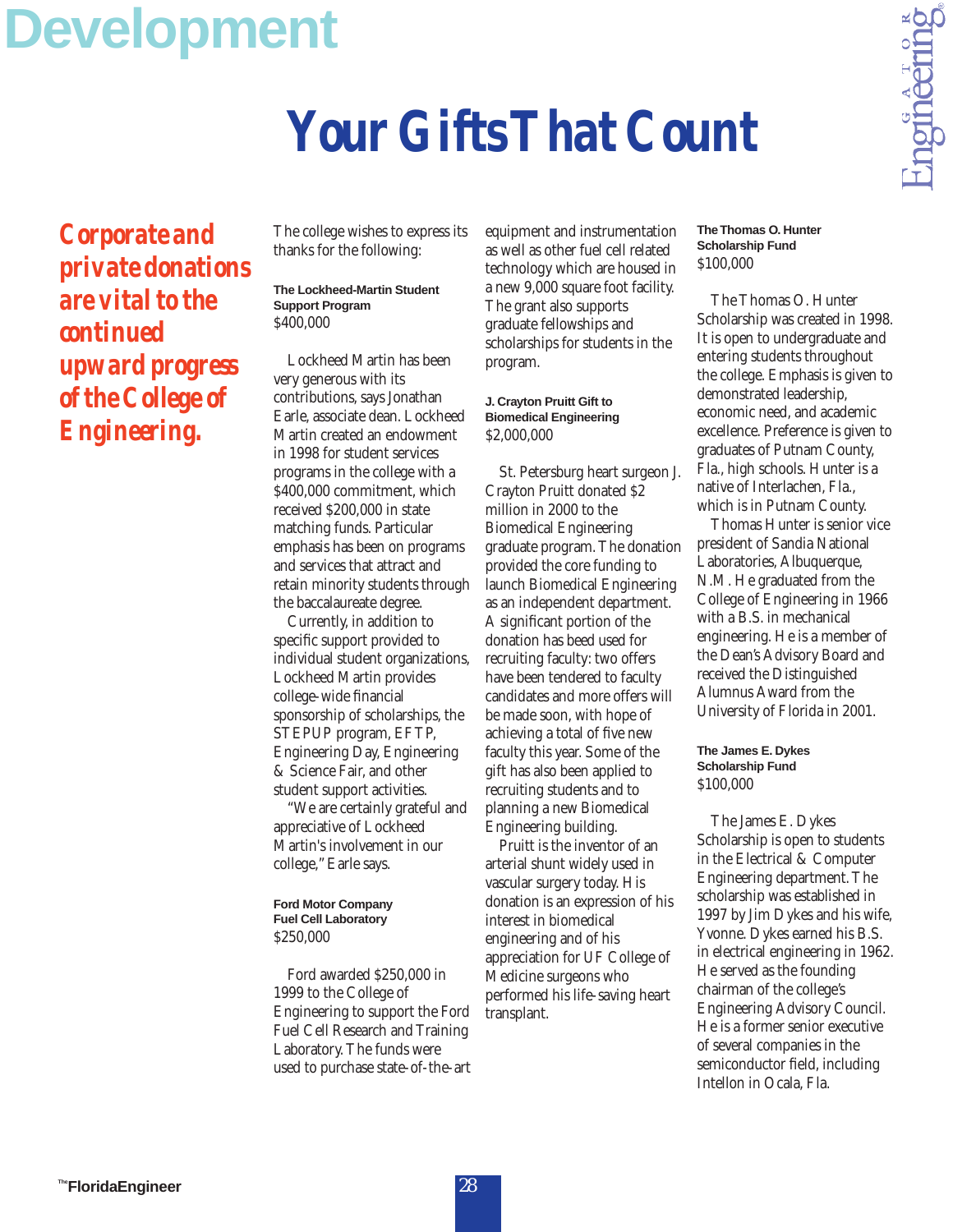# Your Gifts That Count

***Corporate and private donations are vital to the continued upward progress of the College of Engineering.***

The college wishes to express its thanks for the following:

**The Lockheed-Martin Student Support Program**
$400,000

Lockheed Martin has been very generous with its contributions, says Jonathan Earle, associate dean. Lockheed Martin created an endowment in 1998 for student services programs in the college with a $400,000 commitment, which received $200,000 in state matching funds. Particular emphasis has been on programs and services that attract and retain minority students through the baccalaureate degree.

Currently, in addition to specific support provided to individual student organizations, Lockheed Martin provides college-wide financial sponsorship of scholarships, the STEPUP program, EFTP, Engineering Day, Engineering & Science Fair, and other student support activities.

"We are certainly grateful and appreciative of Lockheed Martin's involvement in our college," Earle says.

**Ford Motor Company Fuel Cell Laboratory**
$250,000

Ford awarded $250,000 in 1999 to the College of Engineering to support the Ford Fuel Cell Research and Training Laboratory. The funds were used to purchase state-of-the-art equipment and instrumentation as well as other fuel cell related technology which are housed in a new 9,000 square foot facility. The grant also supports graduate fellowships and scholarships for students in the program.

**J. Crayton Pruitt Gift to Biomedical Engineering**
$2,000,000

St. Petersburg heart surgeon J. Crayton Pruitt donated $2 million in 2000 to the Biomedical Engineering graduate program. The donation provided the core funding to launch Biomedical Engineering as an independent department. A significant portion of the donation has beed used for recruiting faculty: two offers have been tendered to faculty candidates and more offers will be made soon, with hope of achieving a total of five new faculty this year. Some of the gift has also been applied to recruiting students and to planning a new Biomedical Engineering building.

Pruitt is the inventor of an arterial shunt widely used in vascular surgery today. His donation is an expression of his interest in biomedical engineering and of his appreciation for UF College of Medicine surgeons who performed his life-saving heart transplant.

**The Thomas O. Hunter Scholarship Fund**
$100,000

The Thomas O. Hunter Scholarship was created in 1998. It is open to undergraduate and entering students throughout the college. Emphasis is given to demonstrated leadership, economic need, and academic excellence. Preference is given to graduates of Putnam County, Fla., high schools. Hunter is a native of Interlachen, Fla., which is in Putnam County.

Thomas Hunter is senior vice president of Sandia National Laboratories, Albuquerque, N.M. He graduated from the College of Engineering in 1966 with a B.S. in mechanical engineering. He is a member of the Dean's Advisory Board and received the Distinguished Alumnus Award from the University of Florida in 2001.

**The James E. Dykes Scholarship Fund**
$100,000

The James E. Dykes Scholarship is open to students in the Electrical & Computer Engineering department. The scholarship was established in 1997 by Jim Dykes and his wife, Yvonne. Dykes earned his B.S. in electrical engineering in 1962. He served as the founding chairman of the college's Engineering Advisory Council. He is a former senior executive of several companies in the semiconductor field, including Intellon in Ocala, Fla.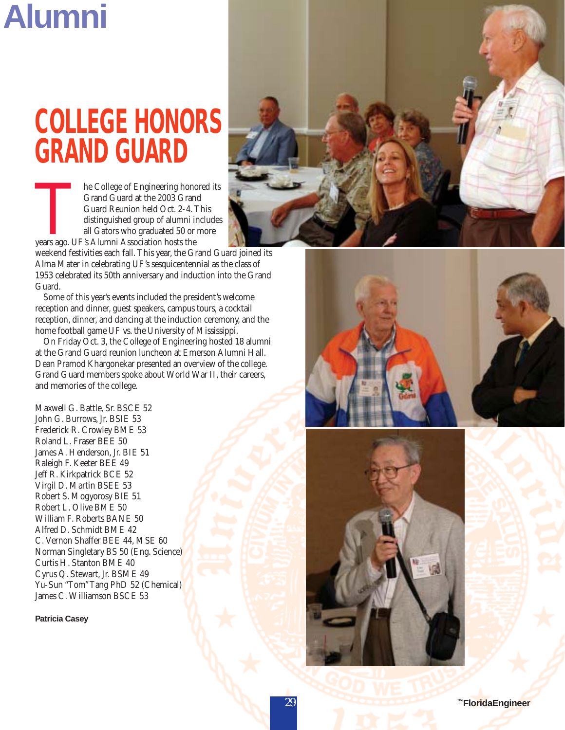# COLLEGE HONORS GRAND GUARD

The College of Engineering honored its Grand Guard at the 2003 Grand Guard Reunion held Oct. 2-4. This distinguished group of alumni includes all Gators who graduated 50 or more years ago. UF's Alumni Association hosts the weekend festivities each fall. This year, the Grand Guard joined its Alma Mater in celebrating UF's sesquicentennial as the class of 1953 celebrated its 50th anniversary and induction into the Grand Guard.

Some of this year's events included the president's welcome reception and dinner, guest speakers, campus tours, a cocktail reception, dinner, and dancing at the induction ceremony, and the home football game UF vs. the University of Mississippi.

On Friday Oct. 3, the College of Engineering hosted 18 alumni at the Grand Guard reunion luncheon at Emerson Alumni Hall. Dean Pramod Khargonekar presented an overview of the college. Grand Guard members spoke about World War II, their careers, and memories of the college.

Maxwell G. Battle, Sr. BSCE 52
John G. Burrows, Jr. BSIE 53
Frederick R. Crowley BME 53
Roland L. Fraser BEE 50
James A. Henderson, Jr. BIE 51
Raleigh F. Keeter BEE 49
Jeff R. Kirkpatrick BCE 52
Virgil D. Martin BSEE 53
Robert S. Mogyorosy BIE 51
Robert L. Olive BME 50
William F. Roberts BANE 50
Alfred D. Schmidt BME 42
C. Vernon Shaffer BEE 44, MSE 60
Norman Singletary BS 50 (Eng. Science)
Curtis H. Stanton BME 40
Cyrus Q. Stewart, Jr. BSME 49
Yu-Sun "Tom" Tang PhD 52 (Chemical)
James C. Williamson BSCE 53

**Patricia Casey**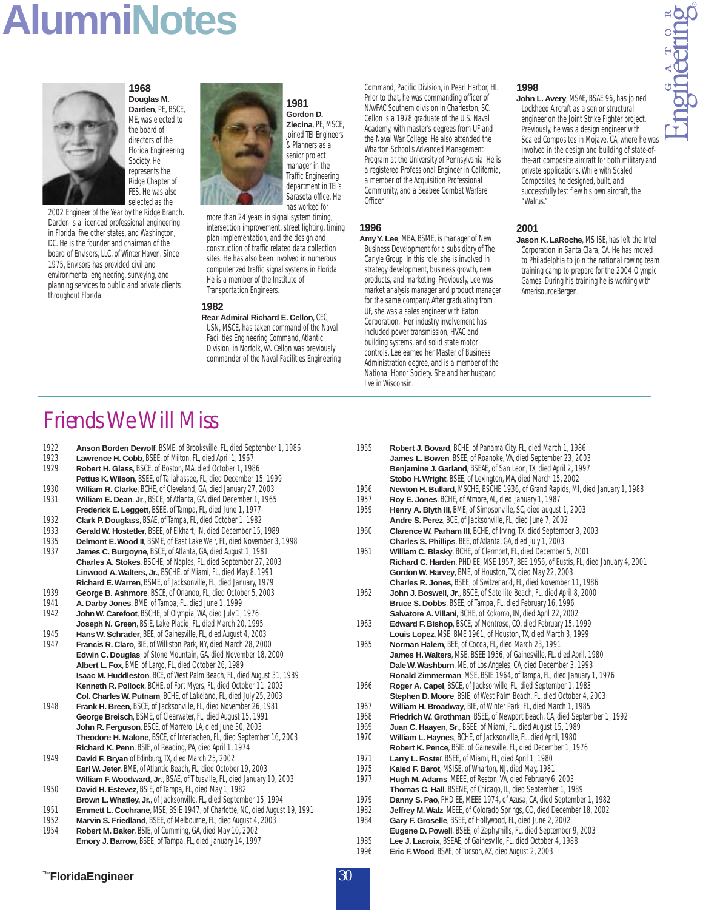# AlumniNotes

### 1968

**Douglas M. Darden**, PE, BSCE, ME, was elected to the board of directors of the Florida Engineering Society. He represents the Ridge Chapter of FES. He was also selected as the 2002 Engineer of the Year by the Ridge Branch. Darden is a licenced professional engineering in Florida, five other states, and Washington, DC. He is the founder and chairman of the board of Envisors, LLC, of Winter Haven. Since 1975, Envisors has provided civil and environmental engineering, surveying, and planning services to public and private clients throughout Florida.

### 1981

**Gordon D. Ziecina**, PE, MSCE, joined TEI Engineers & Planners as a senior project manager in the Traffic Engineering department in TEI's Sarasota office. He has worked for more than 24 years in signal system timing, intersection improvement, street lighting, timing plan implementation, and the design and construction of traffic related data collection sites. He has also been involved in numerous computerized traffic signal systems in Florida. He is a member of the Institute of Transportation Engineers.

### 1982

**Rear Admiral Richard E. Cellon**, CEC, USN, MSCE, has taken command of the Naval Facilities Engineering Command, Atlantic Division, in Norfolk, VA. Cellon was previously commander of the Naval Facilities Engineering Command, Pacific Division, in Pearl Harbor, HI. Prior to that, he was commanding officer of NAVFAC Southern division in Charleston, SC. Cellon is a 1978 graduate of the U.S. Naval Academy, with master's degrees from UF and the Naval War College. He also attended the Wharton School's Advanced Management Program at the University of Pennsylvania. He is a registered Professional Engineer in California, a member of the Acquisition Professional Community, and a Seabee Combat Warfare Officer.

### 1996

**Amy Y. Lee**, MBA, BSME, is manager of New Business Development for a subsidiary of The Carlyle Group. In this role, she is involved in strategy development, business growth, new products, and marketing. Previously, Lee was market analysis manager and product manager for the same company. After graduating from UF, she was a sales engineer with Eaton Corporation. Her industry involvement has included power transmission, HVAC and building systems, and solid state motor controls. Lee earned her Master of Business Administration degree, and is a member of the National Honor Society. She and her husband live in Wisconsin.

### 1998

**John L. Avery**, MSAE, BSAE 96, has joined Lockheed Aircraft as a senior structural engineer on the Joint Strike Fighter project. Previously, he was a design engineer with Scaled Composites in Mojave, CA, where he was involved in the design and building of state-of-the-art composite aircraft for both military and private applications. While with Scaled Composites, he designed, built, and successfully test flew his own aircraft, the "Walrus."

### 2001

**Jason K. LaRoche**, MS ISE, has left the Intel Corporation in Santa Clara, CA. He has moved to Philadelphia to join the national rowing team training camp to prepare for the 2004 Olympic Games. During his training he is working with AmerisourceBergen.

## Friends We Will Miss

1922 **Anson Borden Dewolf**, BSME, of Brooksville, FL, died September 1, 1986
1923 **Lawrence H. Cobb**, BSEE, of Milton, FL, died April 1, 1967
1929 **Robert H. Glass**, BSCE, of Boston, MA, died October 1, 1986
**Pettus K. Wilson**, BSEE, of Tallahassee, FL, died December 15, 1999
1930 **William R. Clarke**, BCHE, of Cleveland, GA, died January 27, 2003
1931 **William E. Dean**, **Jr**., BSCE, of Atlanta, GA, died December 1, 1965
**Frederick E. Leggett**, BSEE, of Tampa, FL, died June 1, 1977
1932 **Clark P. Douglass**, BSAE, of Tampa, FL, died October 1, 1982
1933 **Gerald W. Hostetler**, BSEE, of Elkhart, IN, died December 15, 1989
1935 **Delmont E. Wood II**, BSME, of East Lake Weir, FL, died November 3, 1998
1937 **James C. Burgoyne**, BSCE, of Atlanta, GA, died August 1, 1981
**Charles A. Stokes**, BSCHE, of Naples, FL, died September 27, 2003
**Linwood A. Walters, Jr.**, BSCHE, of Miami, FL, died May 8, 1991
**Richard E. Warren**, BSME, of Jacksonville, FL, died August 15, 1979
1939 **George B. Ashmore**, BSCE, of Orlando, FL, died October 5, 2003
1941 **A. Darby Jones**, BME, of Tampa, FL, died June 1, 1999
1942 **John W. Carefoot**, BSCHE, of Olympia, WA, died July 1, 1976
**Joseph N. Green**, BSIE, Lake Placid, FL, died March 20, 1995
1945 **Hans W. Schrader**, BEE, of Gainesville, FL, died August 4, 2003
1947 **Francis R. Claro**, BIE, of Williston Park, NY, died March 28, 2000
**Edwin C. Douglas**, of Stone Mountain, GA, died November 18, 2000
**Albert L. Fox**, BME, of Largo, FL, died October 26, 1989
**Isaac M. Huddleston**, BCE, of West Palm Beach, FL, died August 31, 1989
**Kenneth R. Pollock**, BCHE, of Fort Myers, FL, died October 11, 2003
**Col. Charles W. Putnam**, BCHE, of Lakeland, FL, died July 25, 2003
1948 **Frank H. Breen**, BSCE, of Jacksonville, FL, died November 26, 1981
**George Breisch**, BSME, of Clearwater, FL, died August 15, 1991
**John R. Ferguson**, BSCE, of Marrero, LA, died June 30, 2003
**Theodore H. Malone**, BSCE, of Interlachen, FL, died September 16, 2003
**Richard K. Penn**, BSIE, of Reading, PA, died April 1, 1974
1949 **David F. Bryan** of Edinburg, TX, died March 25, 2002
**Earl W. Jeter**, BME, of Atlantic Beach, FL, died October 19, 2003
**William F. Woodward**, **Jr**., BSAE, of Titusville, FL, died January 10, 2003
1950 **David H. Estevez**, BSIE, of Tampa, FL, died May 1, 1982
**Brown L. Whatley, Jr.**, of Jacksonville, FL, died September 15, 1994
1951 **Emmett L. Cochrane**, MSE, BSIE 1947, of Charlotte, NC, died August 19, 1991
1952 **Marvin S. Friedland**, BSEE, of Melbourne, FL, died August 4, 2003
1954 **Robert M. Baker**, BSIE, of Cumming, GA, died May 10, 2002
**Emory J. Barrow**, BSEE, of Tampa, FL, died January 14, 1997
1955 **Robert J. Bovard**, BCHE, of Panama City, FL, died March 1, 1986
**James L. Bowen**, BSEE, of Roanoke, VA, died September 23, 2003
**Benjamine J. Garland**, BSEAE, of San Leon, TX, died April 2, 1997
**Stobo H. Wright**, BSEE, of Lexington, MA, died March 15, 2002
1956 **Newton H. Bullard**, MSCHE, BSCHE 1936, of Grand Rapids, MI, died January 1, 1988
1957 **Roy E. Jones**, BCHE, of Atmore, AL, died January 1, 1987
1959 **Henry A. Blyth III**, BME, of Simpsonville, SC, died august 1, 2003
**Andre S. Perez**, BCE, of Jacksonville, FL, died June 7, 2002
1960 **Clarence W. Parham III**, BCHE, of Irving, TX, died September 3, 2003
**Charles S. Phillips**, BEE, of Atlanta, GA, died July 1, 2003
1961 **William C. Blasky**, BCHE, of Clermont, FL, died December 5, 2001
**Richard C. Harden**, PHD EE, MSE 1957, BEE 1956, of Eustis, FL, died January 4, 2001
**Gordon W. Harvey**, BME, of Houston, TX, died May 22, 2003
**Charles R. Jones**, BSEE, of Switzerland, FL, died November 11, 1986
1962 **John J. Boswell, Jr**., BSCE, of Satellite Beach, FL, died April 8, 2000
**Bruce S. Dobbs**, BSEE, of Tampa, FL, died February 16, 1996
**Salvatore A. Villani**, BCHE, of Kokomo, IN, died April 22, 2002
1963 **Edward F. Bishop**, BSCE, of Montrose, CO, died February 15, 1999
**Louis Lopez**, MSE, BME 1961, of Houston, TX, died March 3, 1999
1965 **Norman Halem**, BEE, of Cocoa, FL, died March 23, 1991
**James H. Walters**, MSE, BSEE 1956, of Gainesville, FL, died April, 1980
**Dale W. Washburn**, ME, of Los Angeles, CA, died December 3, 1993
**Ronald Zimmerman**, MSE, BSIE 1964, of Tampa, FL, died January 1, 1976
1966 **Roger A. Capel**, BSCE, of Jacksonville, FL, died September 1, 1983
**Stephen D. Moore**, BSIE, of West Palm Beach, FL, died October 4, 2003
1967 **William H. Broadway**, BIE, of Winter Park, FL, died March 1, 1985
1968 **Friedrich W. Grothman**, BSEE, of Newport Beach, CA, died September 1, 1992
1969 **Juan C. Haayen**, **Sr**., BSEE, of Miami, FL, died August 15, 1989
1970 **William L. Haynes**, BCHE, of Jacksonville, FL, died April, 1980
**Robert K. Pence**, BSIE, of Gainesville, FL, died December 1, 1976
1971 **Larry L. Foster**, BSEE, of Miami, FL, died April 1, 1980
1975 **Kaied F. Barot**, MSISE, of Wharton, NJ, died May, 1981
1977 **Hugh M. Adams**, MEEE, of Reston, VA, died February 6, 2003
**Thomas C. Hall**, BSENE, of Chicago, IL, died September 1, 1989
1979 **Danny S. Pao**, PHD EE, MEEE 1974, of Azusa, CA, died September 1, 1982
1982 **Jeffrey M. Walz**, MEEE, of Colorado Springs, CO, died December 18, 2002
1984 **Gary F. Groselle**, BSEE, of Hollywood, FL, died June 2, 2002
**Eugene D. Powell**, BSEE, of Zephyrhills, FL, died September 9, 2003
1985 **Lee J. Lacroix**, BSEAE, of Gainesville, FL, died October 4, 1988
1996 **Eric F. Wood**, BSAE, of Tucson, AZ, died August 2, 2003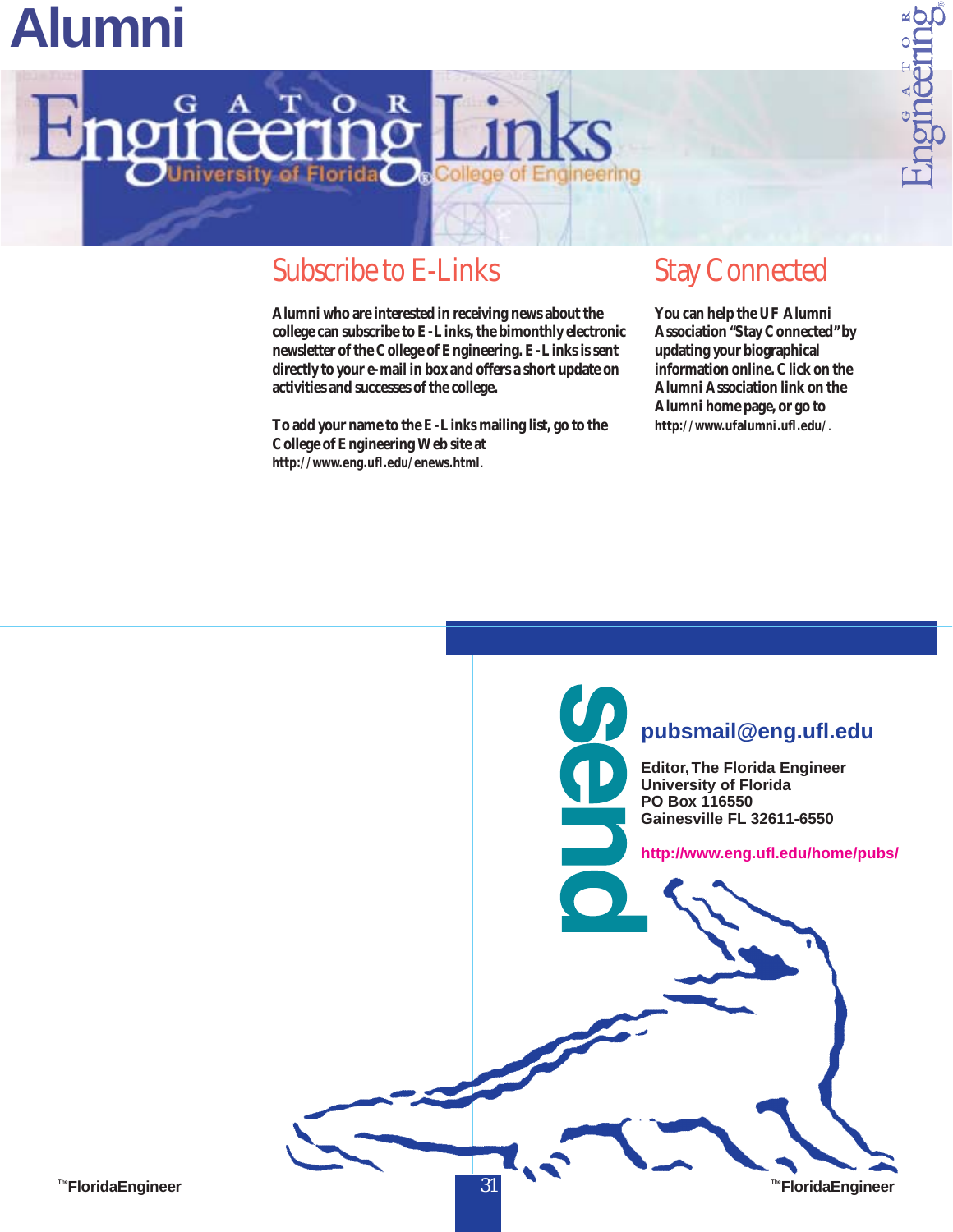# Alumni

Gator Engineering Links — University of Florida College of Engineering

## Subscribe to E-Links

**Alumni who are interested in receiving news about the college can subscribe to E-Links, the bimonthly electronic newsletter of the College of Engineering. E-Links is sent directly to your e-mail in box and offers a short update on activities and successes of the college.**

**To add your name to the E-Links mailing list, go to the College of Engineering Web site at http://www.eng.ufl.edu/enews.html.**

## Stay Connected

**You can help the UF Alumni Association "Stay Connected" by updating your biographical information online. Click on the Alumni Association link on the Alumni home page, or go to http://www.ufalumni.ufl.edu/.**

## send

**pubsmail@eng.ufl.edu**

**Editor, The Florida Engineer**
**University of Florida**
**PO Box 116550**
**Gainesville FL 32611-6550**

**http://www.eng.ufl.edu/home/pubs/**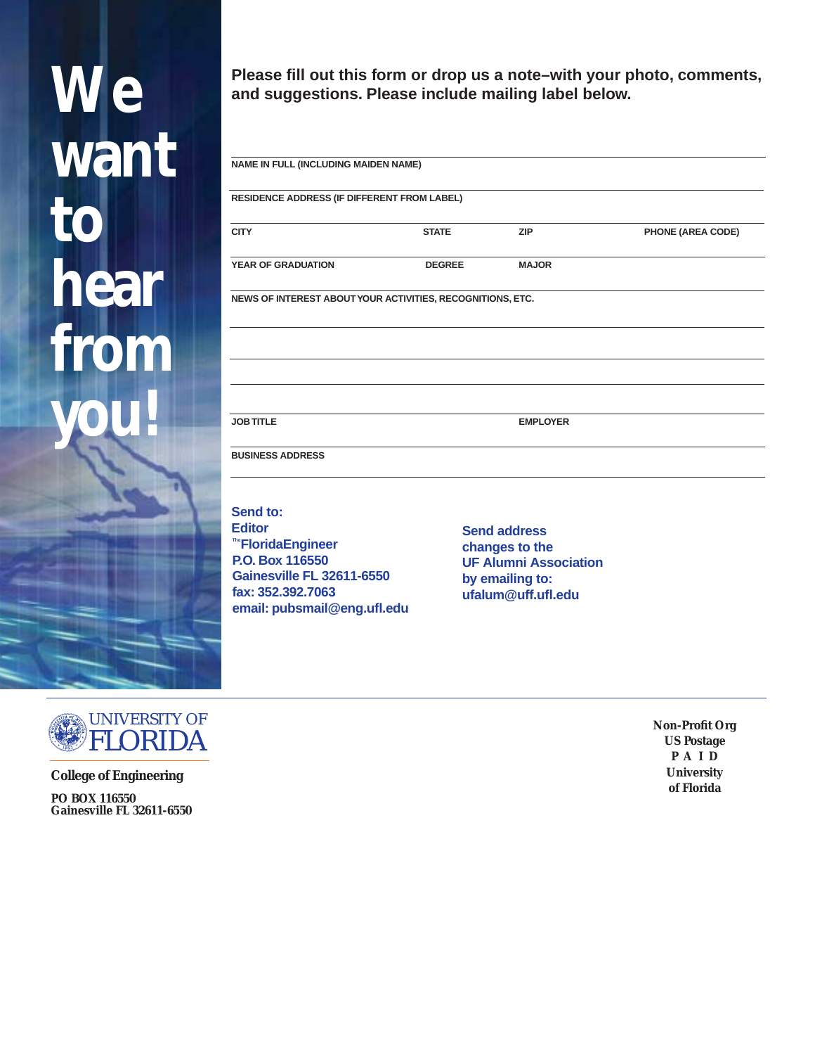# We want to hear from you!

**Please fill out this form or drop us a note–with your photo, comments, and suggestions. Please include mailing label below.**

NAME IN FULL (INCLUDING MAIDEN NAME)

RESIDENCE ADDRESS (IF DIFFERENT FROM LABEL)

CITY | STATE | ZIP | PHONE (AREA CODE)

YEAR OF GRADUATION | DEGREE | MAJOR

NEWS OF INTEREST ABOUT YOUR ACTIVITIES, RECOGNITIONS, ETC.

JOB TITLE | EMPLOYER

BUSINESS ADDRESS

**Send to:**
**Editor**
**The FloridaEngineer**
**P.O. Box 116550**
**Gainesville FL 32611-6550**
**fax: 352.392.7063**
**email: pubsmail@eng.ufl.edu**

**Send address changes to the UF Alumni Association by emailing to: ufalum@uff.ufl.edu**

UNIVERSITY OF FLORIDA

**College of Engineering**

**PO BOX 116550**
**Gainesville FL 32611-6550**

**Non-Profit Org**
**US Postage**
**PAID**
**University of Florida**